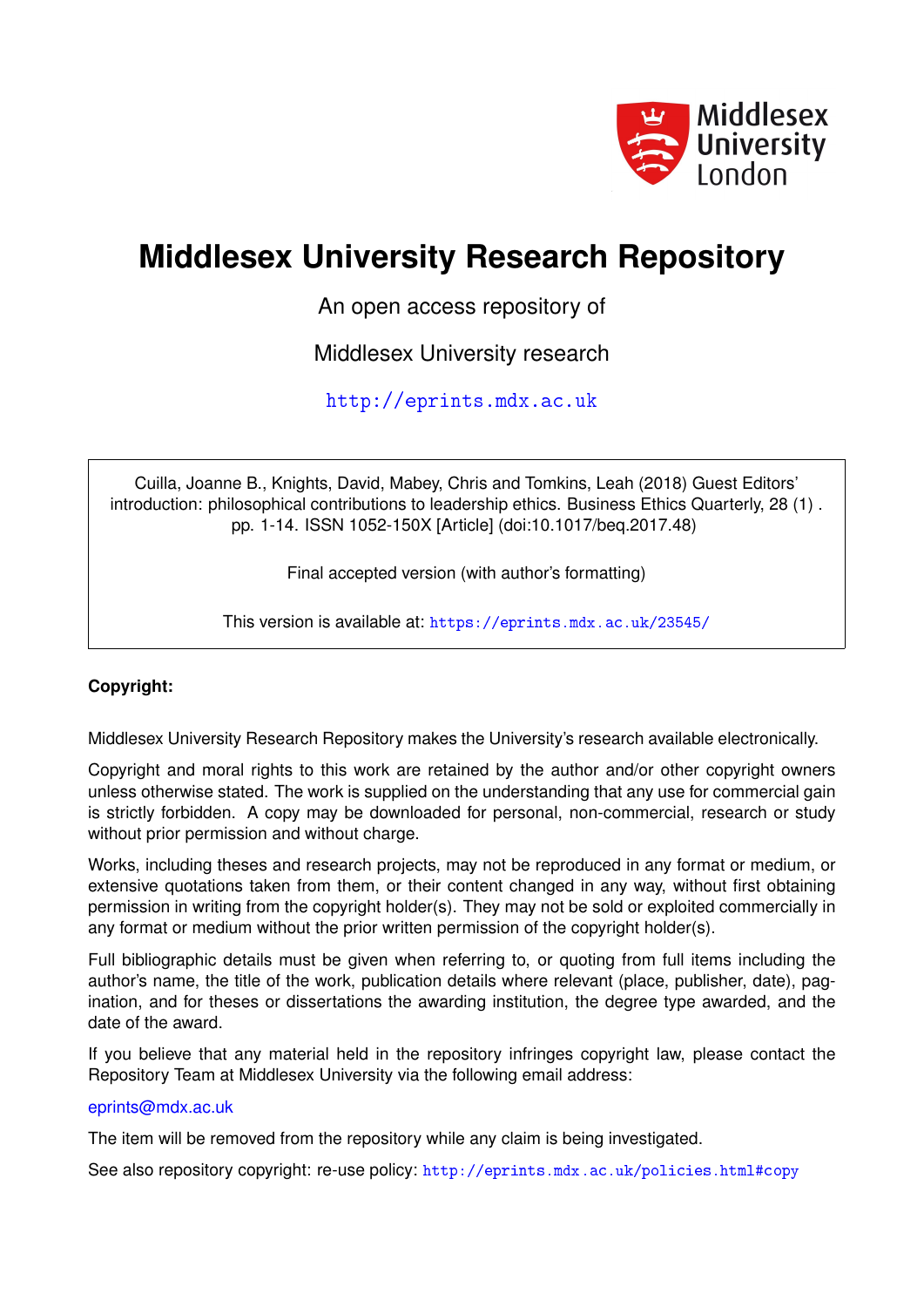Middlesex University London

# Middlesex University Research Repository

An open access repository of

Middlesex University research

http://eprints.mdx.ac.uk

Cuilla, Joanne B., Knights, David, Mabey, Chris and Tomkins, Leah (2018) Guest Editors' introduction: philosophical contributions to leadership ethics. Business Ethics Quarterly, 28 (1) . pp. 1-14. ISSN 1052-150X [Article] (doi:10.1017/beq.2017.48)

Final accepted version (with author's formatting)

This version is available at: https://eprints.mdx.ac.uk/23545/

**Copyright:**

Middlesex University Research Repository makes the University's research available electronically.

Copyright and moral rights to this work are retained by the author and/or other copyright owners unless otherwise stated. The work is supplied on the understanding that any use for commercial gain is strictly forbidden. A copy may be downloaded for personal, non-commercial, research or study without prior permission and without charge.

Works, including theses and research projects, may not be reproduced in any format or medium, or extensive quotations taken from them, or their content changed in any way, without first obtaining permission in writing from the copyright holder(s). They may not be sold or exploited commercially in any format or medium without the prior written permission of the copyright holder(s).

Full bibliographic details must be given when referring to, or quoting from full items including the author's name, the title of the work, publication details where relevant (place, publisher, date), pagination, and for theses or dissertations the awarding institution, the degree type awarded, and the date of the award.

If you believe that any material held in the repository infringes copyright law, please contact the Repository Team at Middlesex University via the following email address:

eprints@mdx.ac.uk

The item will be removed from the repository while any claim is being investigated.

See also repository copyright: re-use policy: http://eprints.mdx.ac.uk/policies.html#copy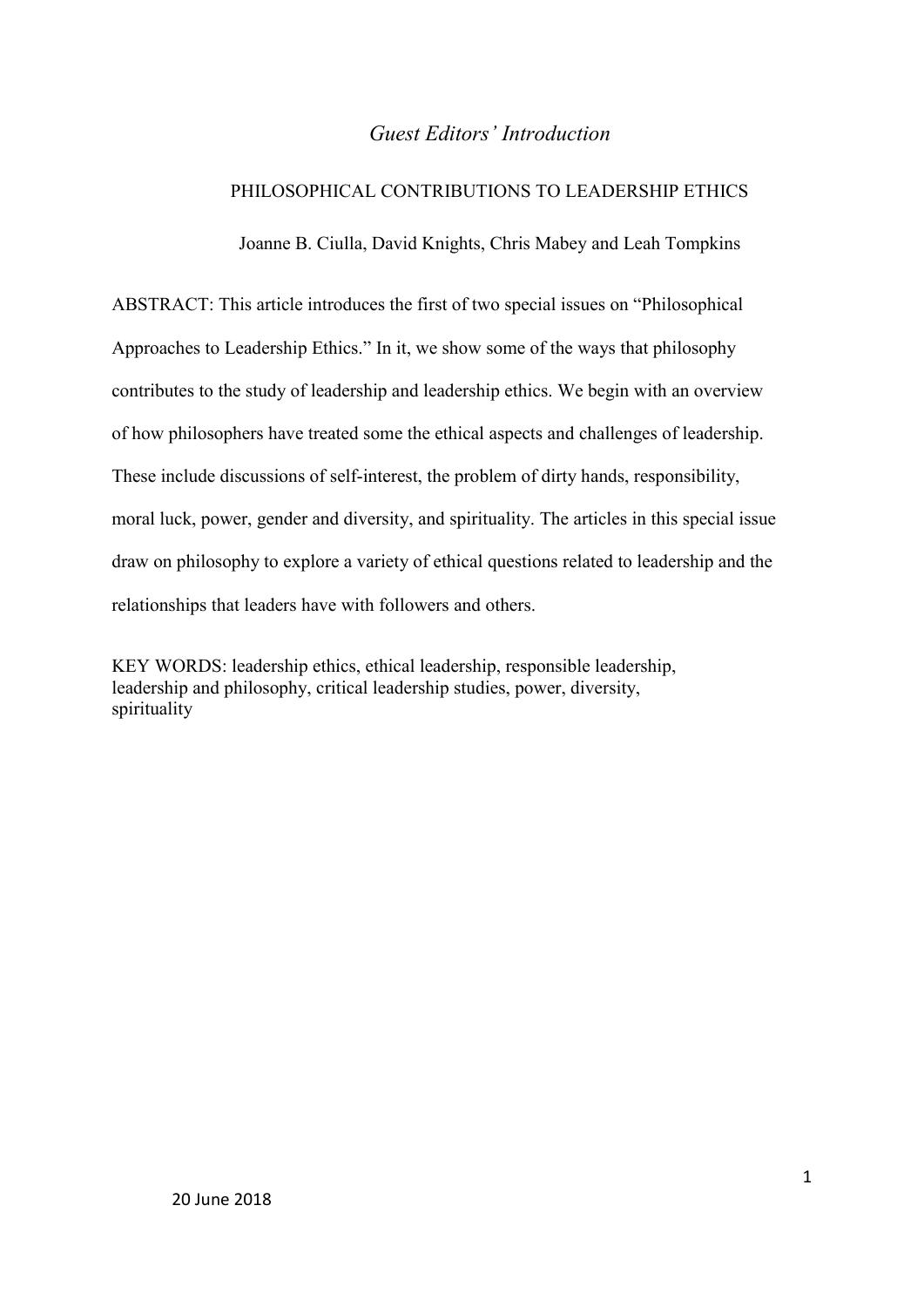*Guest Editors' Introduction*

PHILOSOPHICAL CONTRIBUTIONS TO LEADERSHIP ETHICS

Joanne B. Ciulla, David Knights, Chris Mabey and Leah Tompkins

ABSTRACT: This article introduces the first of two special issues on "Philosophical Approaches to Leadership Ethics." In it, we show some of the ways that philosophy contributes to the study of leadership and leadership ethics. We begin with an overview of how philosophers have treated some the ethical aspects and challenges of leadership. These include discussions of self-interest, the problem of dirty hands, responsibility, moral luck, power, gender and diversity, and spirituality. The articles in this special issue draw on philosophy to explore a variety of ethical questions related to leadership and the relationships that leaders have with followers and others.

KEY WORDS: leadership ethics, ethical leadership, responsible leadership, leadership and philosophy, critical leadership studies, power, diversity, spirituality

20 June 2018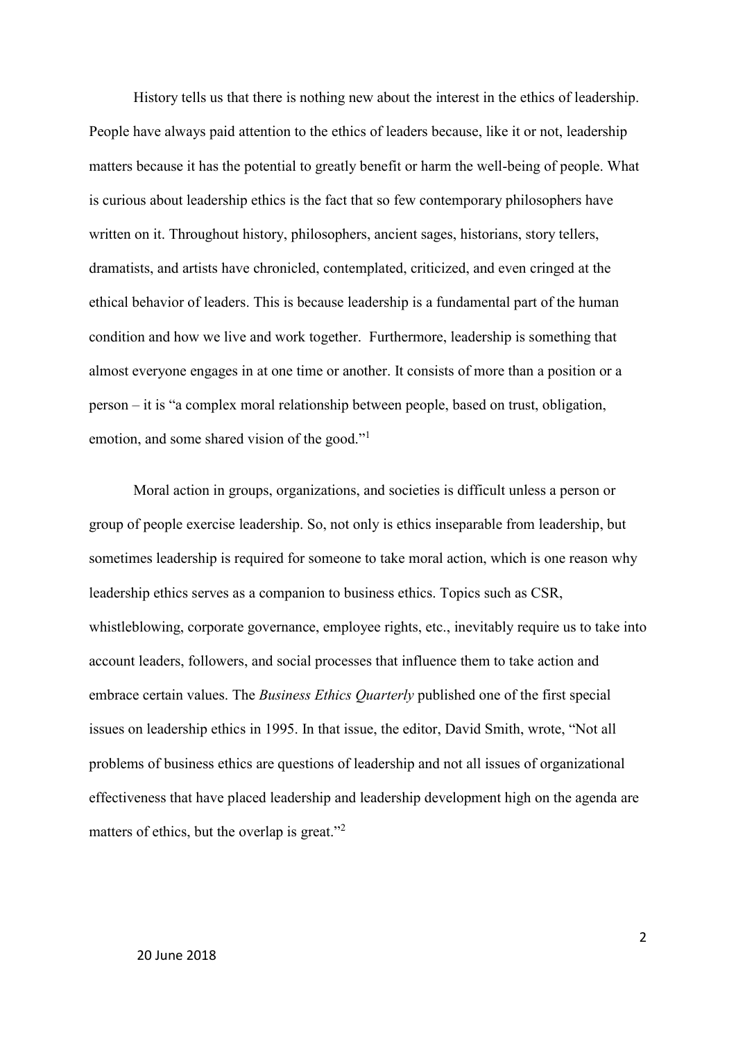History tells us that there is nothing new about the interest in the ethics of leadership. People have always paid attention to the ethics of leaders because, like it or not, leadership matters because it has the potential to greatly benefit or harm the well-being of people. What is curious about leadership ethics is the fact that so few contemporary philosophers have written on it. Throughout history, philosophers, ancient sages, historians, story tellers, dramatists, and artists have chronicled, contemplated, criticized, and even cringed at the ethical behavior of leaders. This is because leadership is a fundamental part of the human condition and how we live and work together. Furthermore, leadership is something that almost everyone engages in at one time or another. It consists of more than a position or a person – it is "a complex moral relationship between people, based on trust, obligation, emotion, and some shared vision of the good."[1]

Moral action in groups, organizations, and societies is difficult unless a person or group of people exercise leadership. So, not only is ethics inseparable from leadership, but sometimes leadership is required for someone to take moral action, which is one reason why leadership ethics serves as a companion to business ethics. Topics such as CSR, whistleblowing, corporate governance, employee rights, etc., inevitably require us to take into account leaders, followers, and social processes that influence them to take action and embrace certain values. The *Business Ethics Quarterly* published one of the first special issues on leadership ethics in 1995. In that issue, the editor, David Smith, wrote, "Not all problems of business ethics are questions of leadership and not all issues of organizational effectiveness that have placed leadership and leadership development high on the agenda are matters of ethics, but the overlap is great."[2]

20 June 2018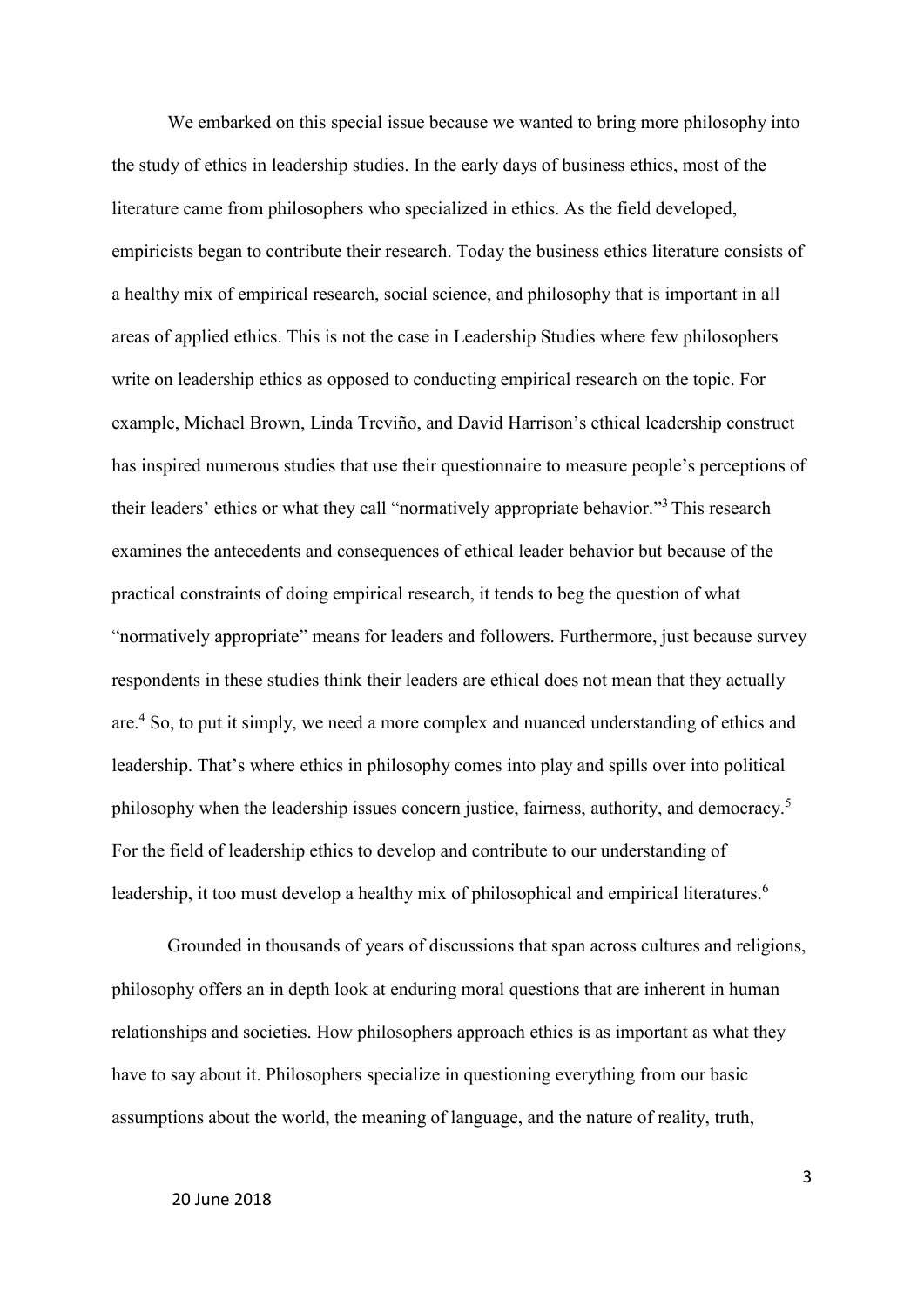We embarked on this special issue because we wanted to bring more philosophy into the study of ethics in leadership studies. In the early days of business ethics, most of the literature came from philosophers who specialized in ethics. As the field developed, empiricists began to contribute their research. Today the business ethics literature consists of a healthy mix of empirical research, social science, and philosophy that is important in all areas of applied ethics. This is not the case in Leadership Studies where few philosophers write on leadership ethics as opposed to conducting empirical research on the topic. For example, Michael Brown, Linda Treviño, and David Harrison's ethical leadership construct has inspired numerous studies that use their questionnaire to measure people's perceptions of their leaders' ethics or what they call "normatively appropriate behavior."[3] This research examines the antecedents and consequences of ethical leader behavior but because of the practical constraints of doing empirical research, it tends to beg the question of what "normatively appropriate" means for leaders and followers. Furthermore, just because survey respondents in these studies think their leaders are ethical does not mean that they actually are.[4] So, to put it simply, we need a more complex and nuanced understanding of ethics and leadership. That's where ethics in philosophy comes into play and spills over into political philosophy when the leadership issues concern justice, fairness, authority, and democracy.[5] For the field of leadership ethics to develop and contribute to our understanding of leadership, it too must develop a healthy mix of philosophical and empirical literatures.[6]

Grounded in thousands of years of discussions that span across cultures and religions, philosophy offers an in depth look at enduring moral questions that are inherent in human relationships and societies. How philosophers approach ethics is as important as what they have to say about it. Philosophers specialize in questioning everything from our basic assumptions about the world, the meaning of language, and the nature of reality, truth,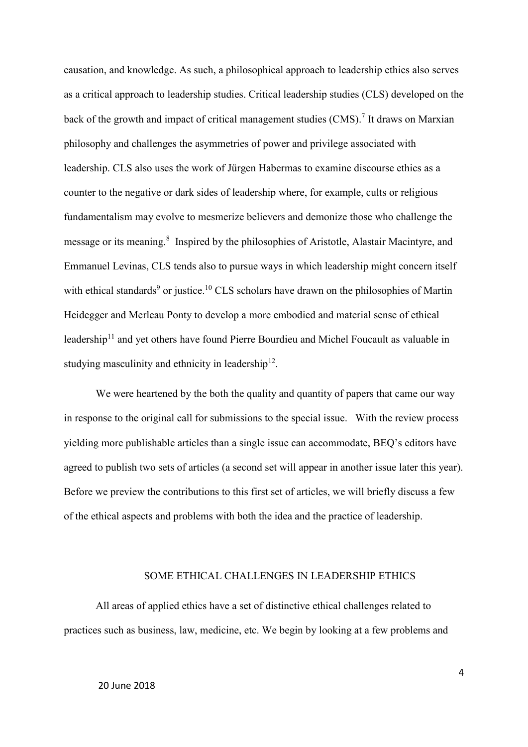causation, and knowledge. As such, a philosophical approach to leadership ethics also serves as a critical approach to leadership studies. Critical leadership studies (CLS) developed on the back of the growth and impact of critical management studies (CMS).[7] It draws on Marxian philosophy and challenges the asymmetries of power and privilege associated with leadership. CLS also uses the work of Jürgen Habermas to examine discourse ethics as a counter to the negative or dark sides of leadership where, for example, cults or religious fundamentalism may evolve to mesmerize believers and demonize those who challenge the message or its meaning.[8] Inspired by the philosophies of Aristotle, Alastair Macintyre, and Emmanuel Levinas, CLS tends also to pursue ways in which leadership might concern itself with ethical standards[9] or justice.[10] CLS scholars have drawn on the philosophies of Martin Heidegger and Merleau Ponty to develop a more embodied and material sense of ethical leadership[11] and yet others have found Pierre Bourdieu and Michel Foucault as valuable in studying masculinity and ethnicity in leadership[12].

We were heartened by the both the quality and quantity of papers that came our way in response to the original call for submissions to the special issue. With the review process yielding more publishable articles than a single issue can accommodate, BEQ's editors have agreed to publish two sets of articles (a second set will appear in another issue later this year). Before we preview the contributions to this first set of articles, we will briefly discuss a few of the ethical aspects and problems with both the idea and the practice of leadership.

## SOME ETHICAL CHALLENGES IN LEADERSHIP ETHICS

All areas of applied ethics have a set of distinctive ethical challenges related to practices such as business, law, medicine, etc. We begin by looking at a few problems and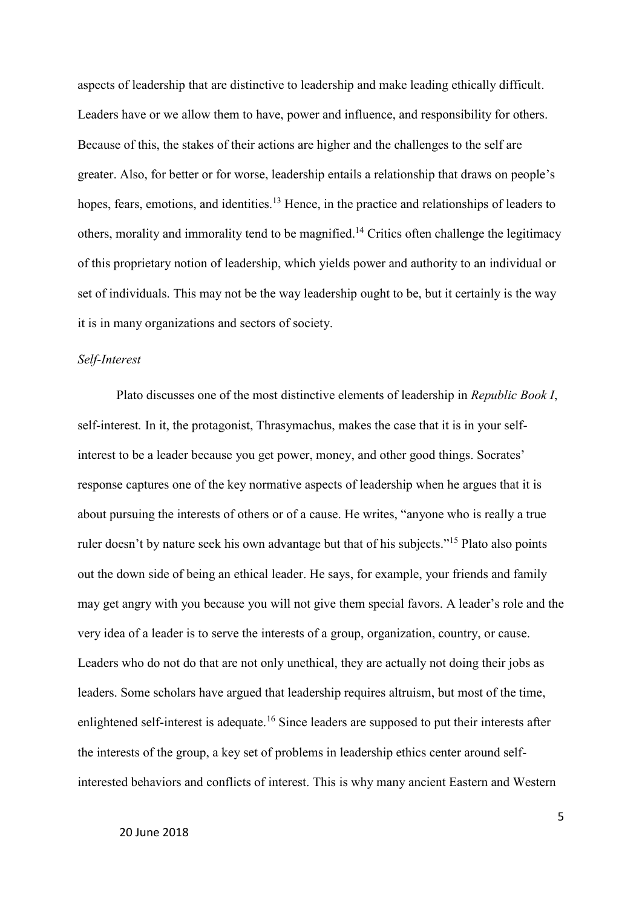aspects of leadership that are distinctive to leadership and make leading ethically difficult. Leaders have or we allow them to have, power and influence, and responsibility for others. Because of this, the stakes of their actions are higher and the challenges to the self are greater. Also, for better or for worse, leadership entails a relationship that draws on people's hopes, fears, emotions, and identities.[13] Hence, in the practice and relationships of leaders to others, morality and immorality tend to be magnified.[14] Critics often challenge the legitimacy of this proprietary notion of leadership, which yields power and authority to an individual or set of individuals. This may not be the way leadership ought to be, but it certainly is the way it is in many organizations and sectors of society.

*Self-Interest*

Plato discusses one of the most distinctive elements of leadership in *Republic Book I*, self-interest. In it, the protagonist, Thrasymachus, makes the case that it is in your self-interest to be a leader because you get power, money, and other good things. Socrates' response captures one of the key normative aspects of leadership when he argues that it is about pursuing the interests of others or of a cause. He writes, "anyone who is really a true ruler doesn't by nature seek his own advantage but that of his subjects."[15] Plato also points out the down side of being an ethical leader. He says, for example, your friends and family may get angry with you because you will not give them special favors. A leader's role and the very idea of a leader is to serve the interests of a group, organization, country, or cause. Leaders who do not do that are not only unethical, they are actually not doing their jobs as leaders. Some scholars have argued that leadership requires altruism, but most of the time, enlightened self-interest is adequate.[16] Since leaders are supposed to put their interests after the interests of the group, a key set of problems in leadership ethics center around self-interested behaviors and conflicts of interest. This is why many ancient Eastern and Western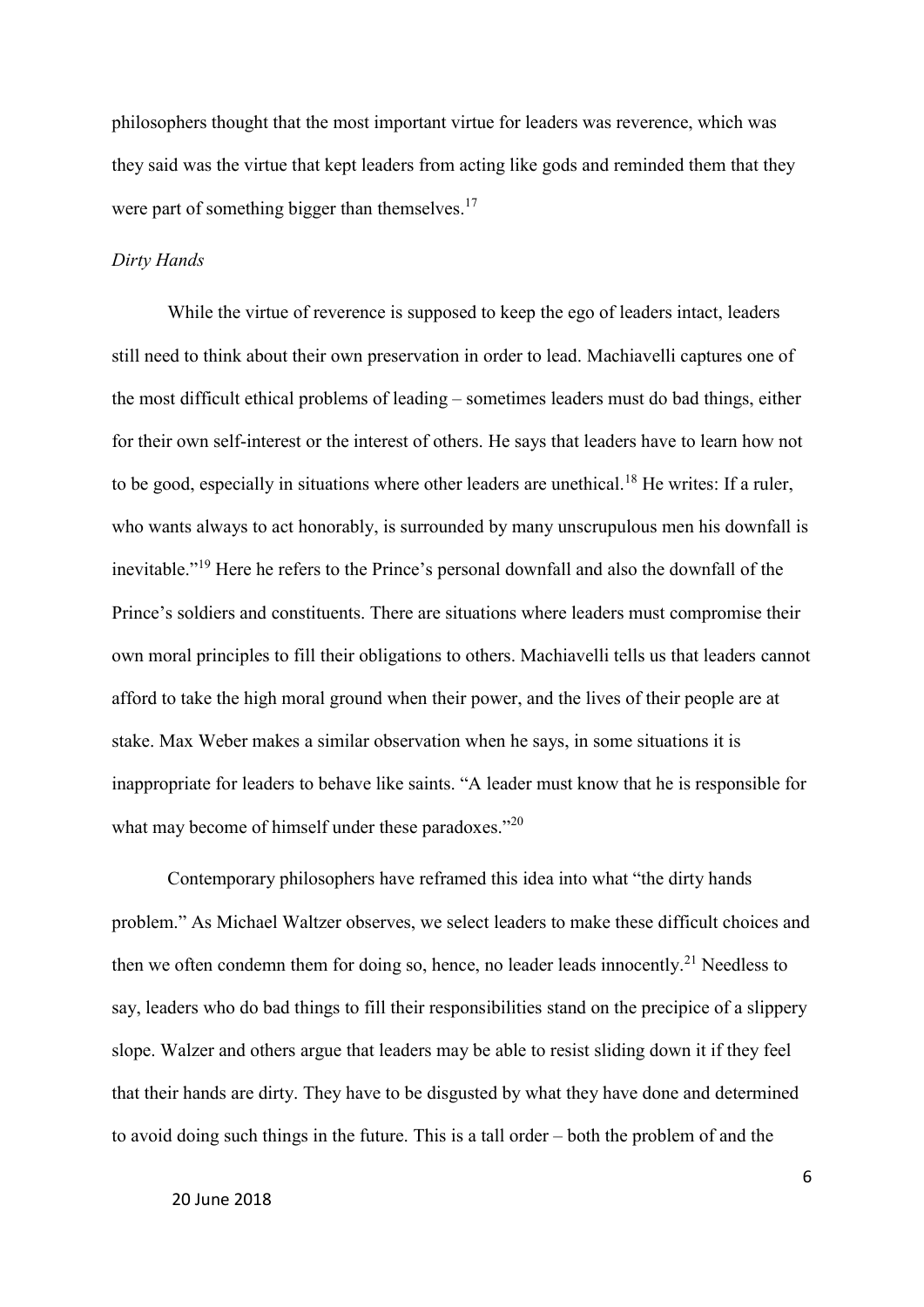philosophers thought that the most important virtue for leaders was reverence, which was they said was the virtue that kept leaders from acting like gods and reminded them that they were part of something bigger than themselves.[17]

*Dirty Hands*

While the virtue of reverence is supposed to keep the ego of leaders intact, leaders still need to think about their own preservation in order to lead. Machiavelli captures one of the most difficult ethical problems of leading – sometimes leaders must do bad things, either for their own self-interest or the interest of others. He says that leaders have to learn how not to be good, especially in situations where other leaders are unethical.[18] He writes: If a ruler, who wants always to act honorably, is surrounded by many unscrupulous men his downfall is inevitable."[19] Here he refers to the Prince's personal downfall and also the downfall of the Prince's soldiers and constituents. There are situations where leaders must compromise their own moral principles to fill their obligations to others. Machiavelli tells us that leaders cannot afford to take the high moral ground when their power, and the lives of their people are at stake. Max Weber makes a similar observation when he says, in some situations it is inappropriate for leaders to behave like saints. "A leader must know that he is responsible for what may become of himself under these paradoxes."[20]

Contemporary philosophers have reframed this idea into what "the dirty hands problem." As Michael Waltzer observes, we select leaders to make these difficult choices and then we often condemn them for doing so, hence, no leader leads innocently.[21] Needless to say, leaders who do bad things to fill their responsibilities stand on the precipice of a slippery slope. Walzer and others argue that leaders may be able to resist sliding down it if they feel that their hands are dirty. They have to be disgusted by what they have done and determined to avoid doing such things in the future. This is a tall order – both the problem of and the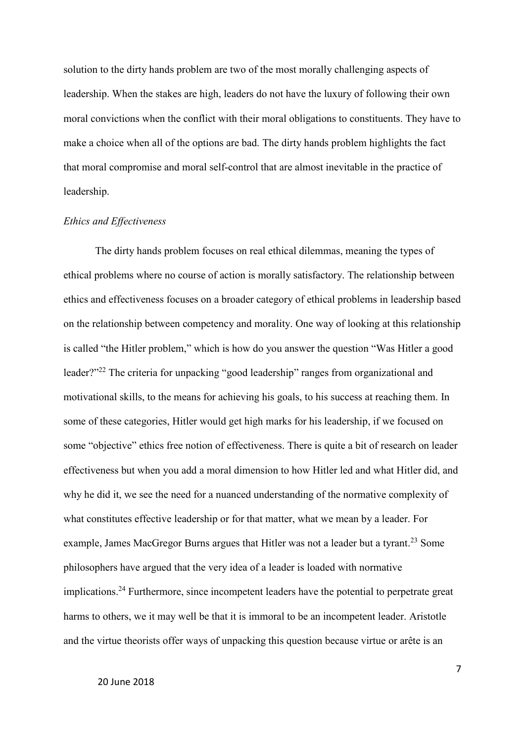solution to the dirty hands problem are two of the most morally challenging aspects of leadership. When the stakes are high, leaders do not have the luxury of following their own moral convictions when the conflict with their moral obligations to constituents. They have to make a choice when all of the options are bad. The dirty hands problem highlights the fact that moral compromise and moral self-control that are almost inevitable in the practice of leadership.

*Ethics and Effectiveness*

The dirty hands problem focuses on real ethical dilemmas, meaning the types of ethical problems where no course of action is morally satisfactory. The relationship between ethics and effectiveness focuses on a broader category of ethical problems in leadership based on the relationship between competency and morality. One way of looking at this relationship is called "the Hitler problem," which is how do you answer the question "Was Hitler a good leader?"[22] The criteria for unpacking "good leadership" ranges from organizational and motivational skills, to the means for achieving his goals, to his success at reaching them. In some of these categories, Hitler would get high marks for his leadership, if we focused on some "objective" ethics free notion of effectiveness. There is quite a bit of research on leader effectiveness but when you add a moral dimension to how Hitler led and what Hitler did, and why he did it, we see the need for a nuanced understanding of the normative complexity of what constitutes effective leadership or for that matter, what we mean by a leader. For example, James MacGregor Burns argues that Hitler was not a leader but a tyrant.[23] Some philosophers have argued that the very idea of a leader is loaded with normative implications.[24] Furthermore, since incompetent leaders have the potential to perpetrate great harms to others, we it may well be that it is immoral to be an incompetent leader. Aristotle and the virtue theorists offer ways of unpacking this question because virtue or arête is an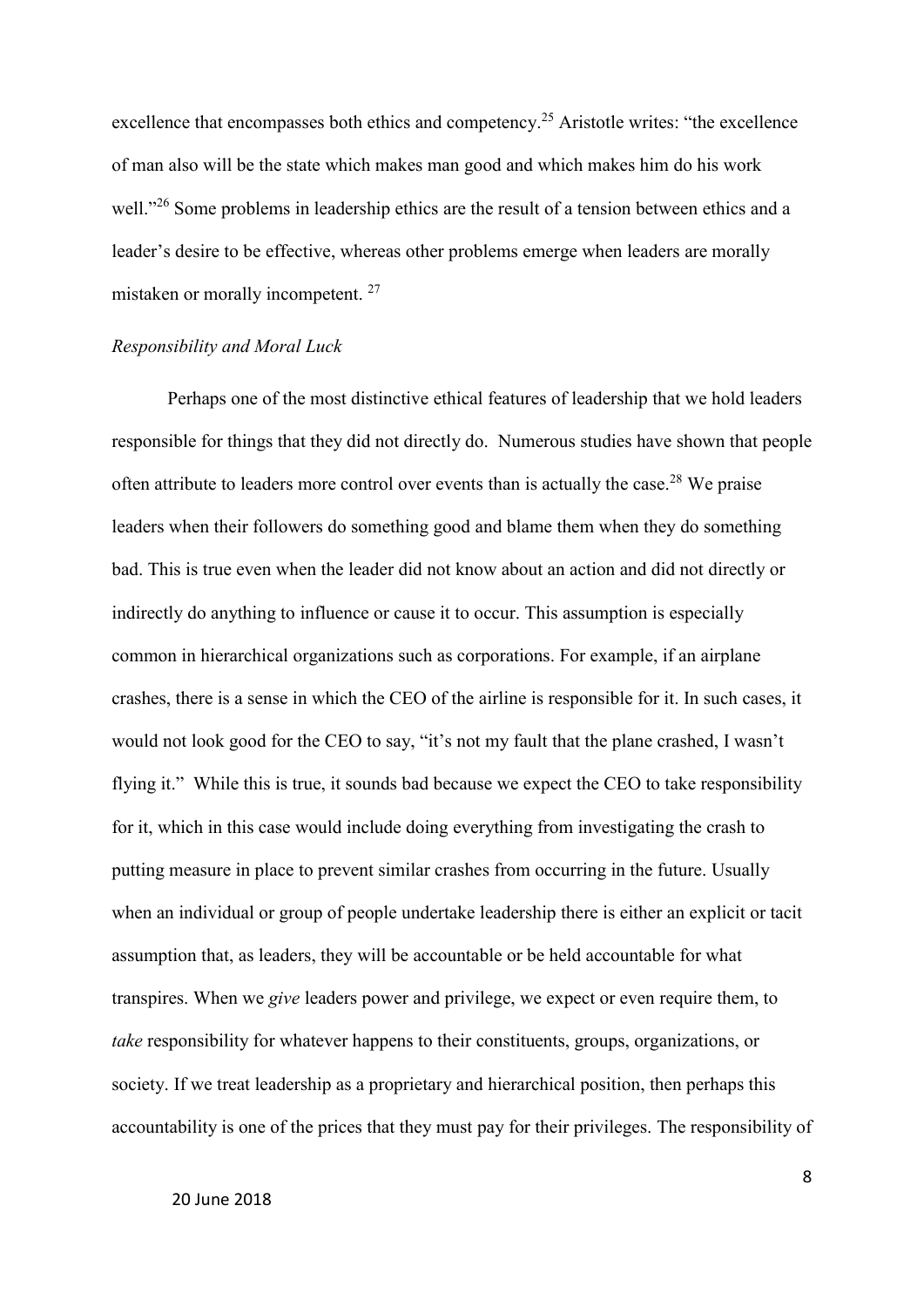excellence that encompasses both ethics and competency.[25] Aristotle writes: "the excellence of man also will be the state which makes man good and which makes him do his work well."[26] Some problems in leadership ethics are the result of a tension between ethics and a leader's desire to be effective, whereas other problems emerge when leaders are morally mistaken or morally incompetent. [27]

### *Responsibility and Moral Luck*

Perhaps one of the most distinctive ethical features of leadership that we hold leaders responsible for things that they did not directly do. Numerous studies have shown that people often attribute to leaders more control over events than is actually the case.[28] We praise leaders when their followers do something good and blame them when they do something bad. This is true even when the leader did not know about an action and did not directly or indirectly do anything to influence or cause it to occur. This assumption is especially common in hierarchical organizations such as corporations. For example, if an airplane crashes, there is a sense in which the CEO of the airline is responsible for it. In such cases, it would not look good for the CEO to say, "it's not my fault that the plane crashed, I wasn't flying it." While this is true, it sounds bad because we expect the CEO to take responsibility for it, which in this case would include doing everything from investigating the crash to putting measure in place to prevent similar crashes from occurring in the future. Usually when an individual or group of people undertake leadership there is either an explicit or tacit assumption that, as leaders, they will be accountable or be held accountable for what transpires. When we *give* leaders power and privilege, we expect or even require them, to *take* responsibility for whatever happens to their constituents, groups, organizations, or society. If we treat leadership as a proprietary and hierarchical position, then perhaps this accountability is one of the prices that they must pay for their privileges. The responsibility of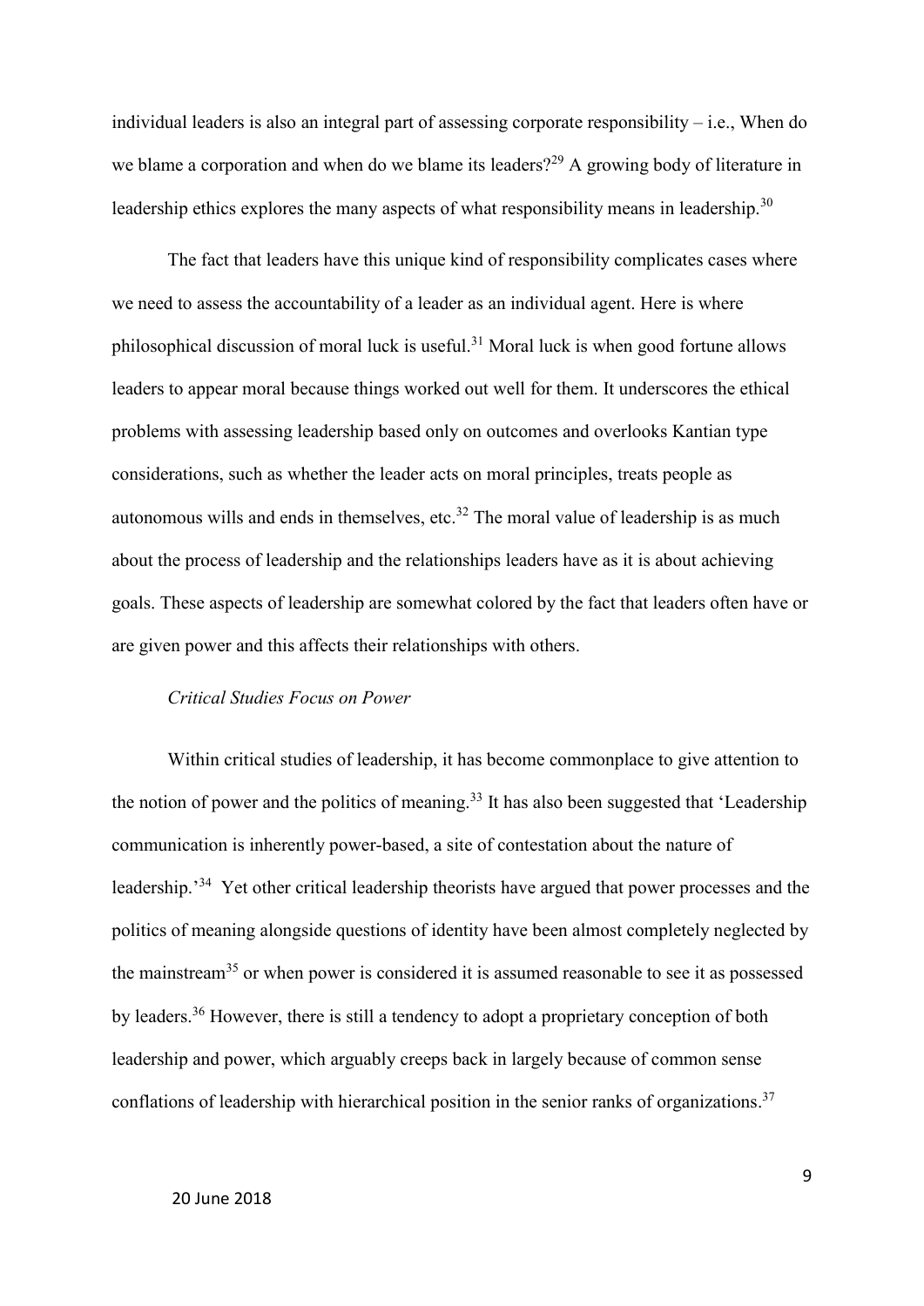individual leaders is also an integral part of assessing corporate responsibility – i.e., When do we blame a corporation and when do we blame its leaders?[29] A growing body of literature in leadership ethics explores the many aspects of what responsibility means in leadership.[30]

The fact that leaders have this unique kind of responsibility complicates cases where we need to assess the accountability of a leader as an individual agent. Here is where philosophical discussion of moral luck is useful.[31] Moral luck is when good fortune allows leaders to appear moral because things worked out well for them. It underscores the ethical problems with assessing leadership based only on outcomes and overlooks Kantian type considerations, such as whether the leader acts on moral principles, treats people as autonomous wills and ends in themselves, etc.[32] The moral value of leadership is as much about the process of leadership and the relationships leaders have as it is about achieving goals. These aspects of leadership are somewhat colored by the fact that leaders often have or are given power and this affects their relationships with others.

*Critical Studies Focus on Power*

Within critical studies of leadership, it has become commonplace to give attention to the notion of power and the politics of meaning.[33] It has also been suggested that 'Leadership communication is inherently power-based, a site of contestation about the nature of leadership.'[34] Yet other critical leadership theorists have argued that power processes and the politics of meaning alongside questions of identity have been almost completely neglected by the mainstream[35] or when power is considered it is assumed reasonable to see it as possessed by leaders.[36] However, there is still a tendency to adopt a proprietary conception of both leadership and power, which arguably creeps back in largely because of common sense conflations of leadership with hierarchical position in the senior ranks of organizations.[37]

20 June 2018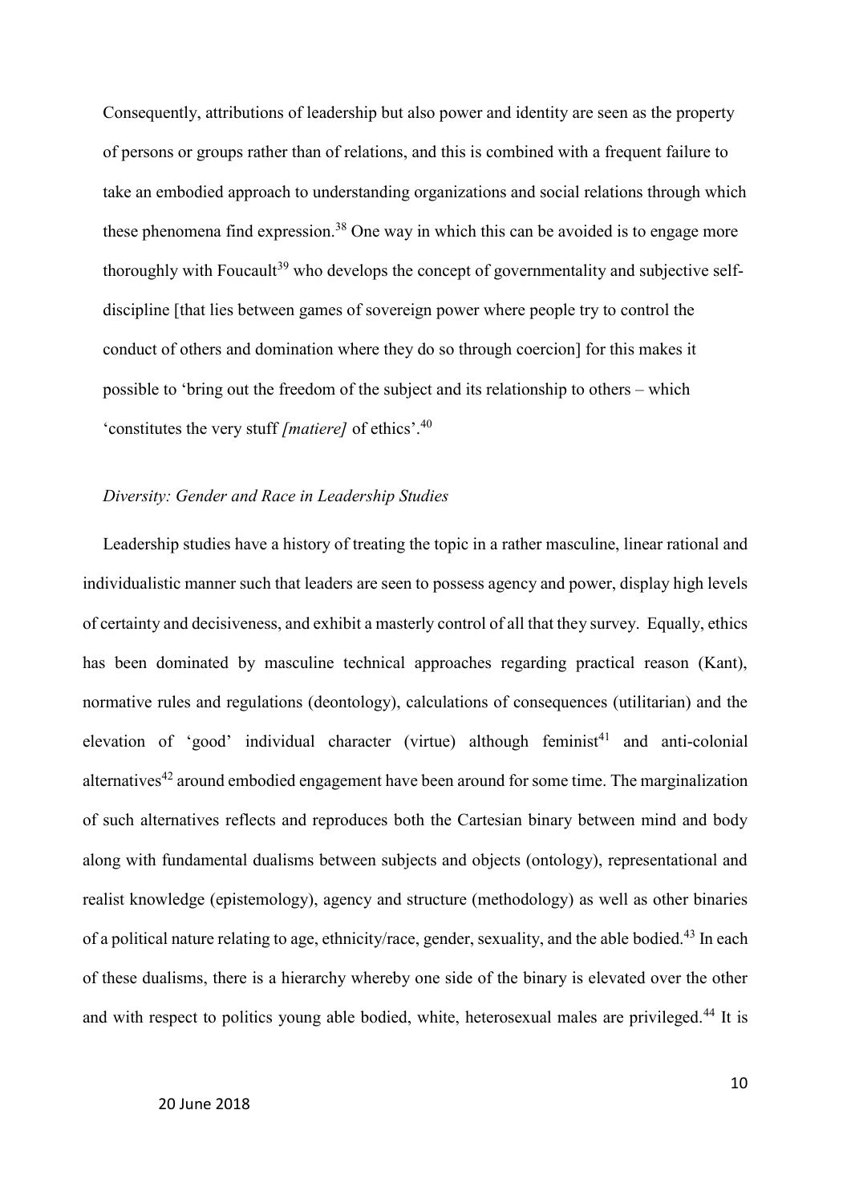Consequently, attributions of leadership but also power and identity are seen as the property of persons or groups rather than of relations, and this is combined with a frequent failure to take an embodied approach to understanding organizations and social relations through which these phenomena find expression.[38] One way in which this can be avoided is to engage more thoroughly with Foucault[39] who develops the concept of governmentality and subjective self-discipline [that lies between games of sovereign power where people try to control the conduct of others and domination where they do so through coercion] for this makes it possible to 'bring out the freedom of the subject and its relationship to others – which 'constitutes the very stuff *[matiere]* of ethics'.[40]

*Diversity: Gender and Race in Leadership Studies*

Leadership studies have a history of treating the topic in a rather masculine, linear rational and individualistic manner such that leaders are seen to possess agency and power, display high levels of certainty and decisiveness, and exhibit a masterly control of all that they survey. Equally, ethics has been dominated by masculine technical approaches regarding practical reason (Kant), normative rules and regulations (deontology), calculations of consequences (utilitarian) and the elevation of 'good' individual character (virtue) although feminist[41] and anti-colonial alternatives[42] around embodied engagement have been around for some time. The marginalization of such alternatives reflects and reproduces both the Cartesian binary between mind and body along with fundamental dualisms between subjects and objects (ontology), representational and realist knowledge (epistemology), agency and structure (methodology) as well as other binaries of a political nature relating to age, ethnicity/race, gender, sexuality, and the able bodied.[43] In each of these dualisms, there is a hierarchy whereby one side of the binary is elevated over the other and with respect to politics young able bodied, white, heterosexual males are privileged.[44] It is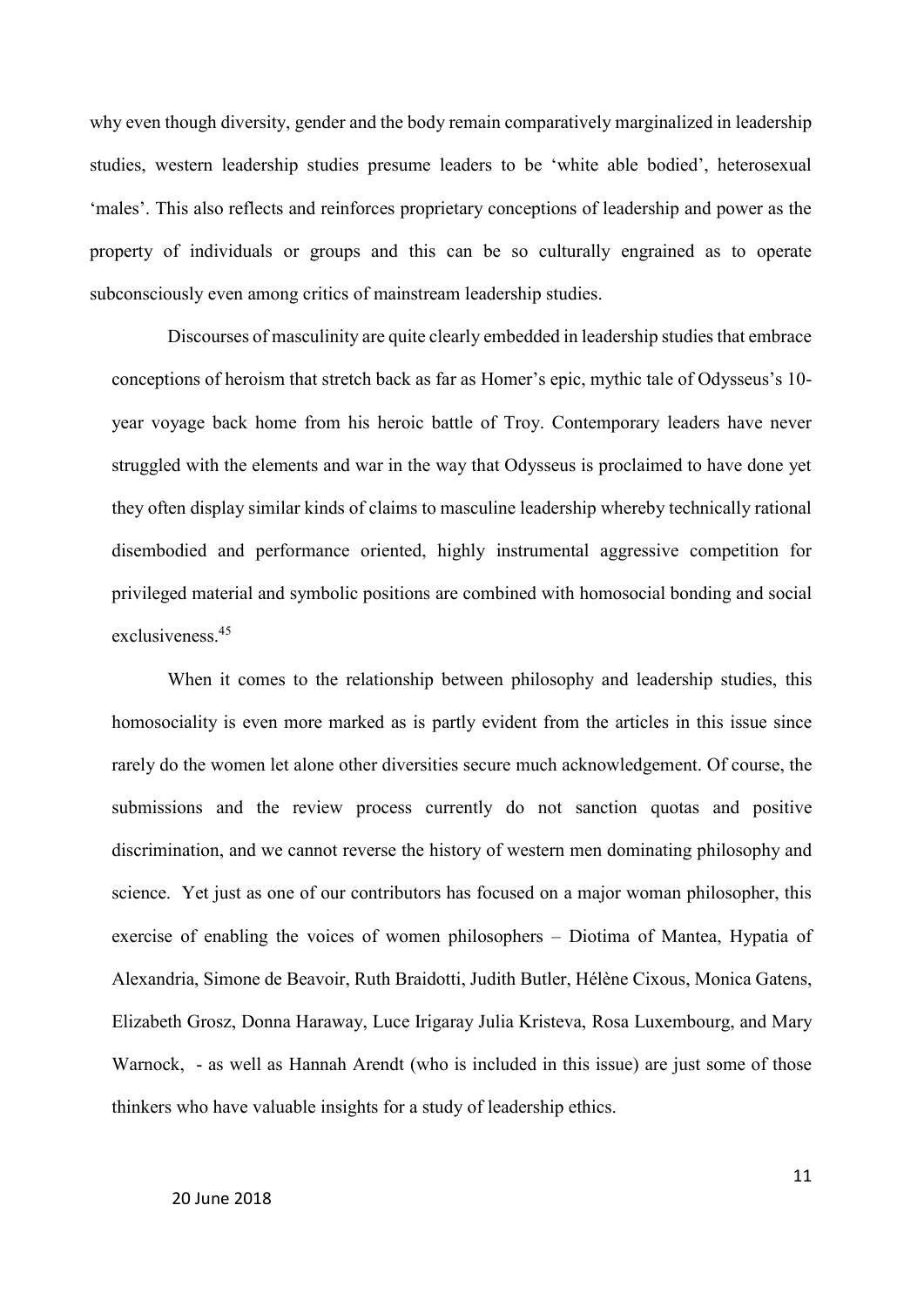why even though diversity, gender and the body remain comparatively marginalized in leadership studies, western leadership studies presume leaders to be 'white able bodied', heterosexual 'males'. This also reflects and reinforces proprietary conceptions of leadership and power as the property of individuals or groups and this can be so culturally engrained as to operate subconsciously even among critics of mainstream leadership studies.

Discourses of masculinity are quite clearly embedded in leadership studies that embrace conceptions of heroism that stretch back as far as Homer's epic, mythic tale of Odysseus's 10-year voyage back home from his heroic battle of Troy. Contemporary leaders have never struggled with the elements and war in the way that Odysseus is proclaimed to have done yet they often display similar kinds of claims to masculine leadership whereby technically rational disembodied and performance oriented, highly instrumental aggressive competition for privileged material and symbolic positions are combined with homosocial bonding and social exclusiveness.[45]

When it comes to the relationship between philosophy and leadership studies, this homosociality is even more marked as is partly evident from the articles in this issue since rarely do the women let alone other diversities secure much acknowledgement. Of course, the submissions and the review process currently do not sanction quotas and positive discrimination, and we cannot reverse the history of western men dominating philosophy and science. Yet just as one of our contributors has focused on a major woman philosopher, this exercise of enabling the voices of women philosophers – Diotima of Mantea, Hypatia of Alexandria, Simone de Beavoir, Ruth Braidotti, Judith Butler, Hélène Cixous, Monica Gatens, Elizabeth Grosz, Donna Haraway, Luce Irigaray Julia Kristeva, Rosa Luxembourg, and Mary Warnock, - as well as Hannah Arendt (who is included in this issue) are just some of those thinkers who have valuable insights for a study of leadership ethics.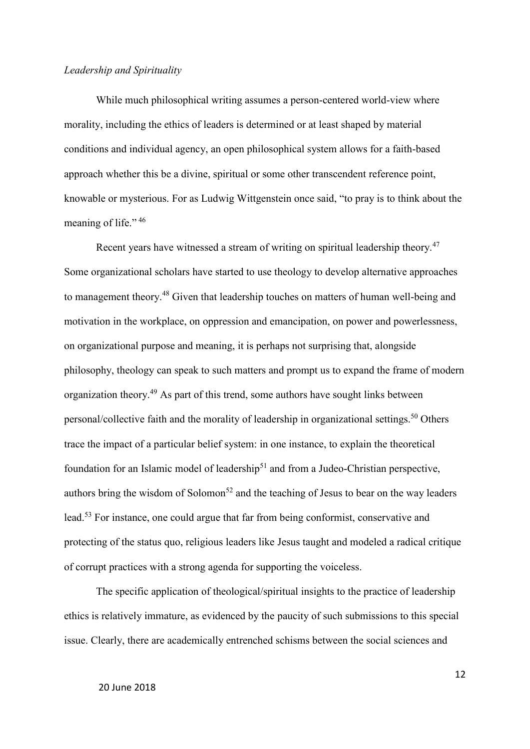*Leadership and Spirituality*

While much philosophical writing assumes a person-centered world-view where morality, including the ethics of leaders is determined or at least shaped by material conditions and individual agency, an open philosophical system allows for a faith-based approach whether this be a divine, spiritual or some other transcendent reference point, knowable or mysterious. For as Ludwig Wittgenstein once said, "to pray is to think about the meaning of life." [46]

Recent years have witnessed a stream of writing on spiritual leadership theory.[47] Some organizational scholars have started to use theology to develop alternative approaches to management theory.[48] Given that leadership touches on matters of human well-being and motivation in the workplace, on oppression and emancipation, on power and powerlessness, on organizational purpose and meaning, it is perhaps not surprising that, alongside philosophy, theology can speak to such matters and prompt us to expand the frame of modern organization theory.[49] As part of this trend, some authors have sought links between personal/collective faith and the morality of leadership in organizational settings.[50] Others trace the impact of a particular belief system: in one instance, to explain the theoretical foundation for an Islamic model of leadership[51] and from a Judeo-Christian perspective, authors bring the wisdom of Solomon[52] and the teaching of Jesus to bear on the way leaders lead.[53] For instance, one could argue that far from being conformist, conservative and protecting of the status quo, religious leaders like Jesus taught and modeled a radical critique of corrupt practices with a strong agenda for supporting the voiceless.

The specific application of theological/spiritual insights to the practice of leadership ethics is relatively immature, as evidenced by the paucity of such submissions to this special issue. Clearly, there are academically entrenched schisms between the social sciences and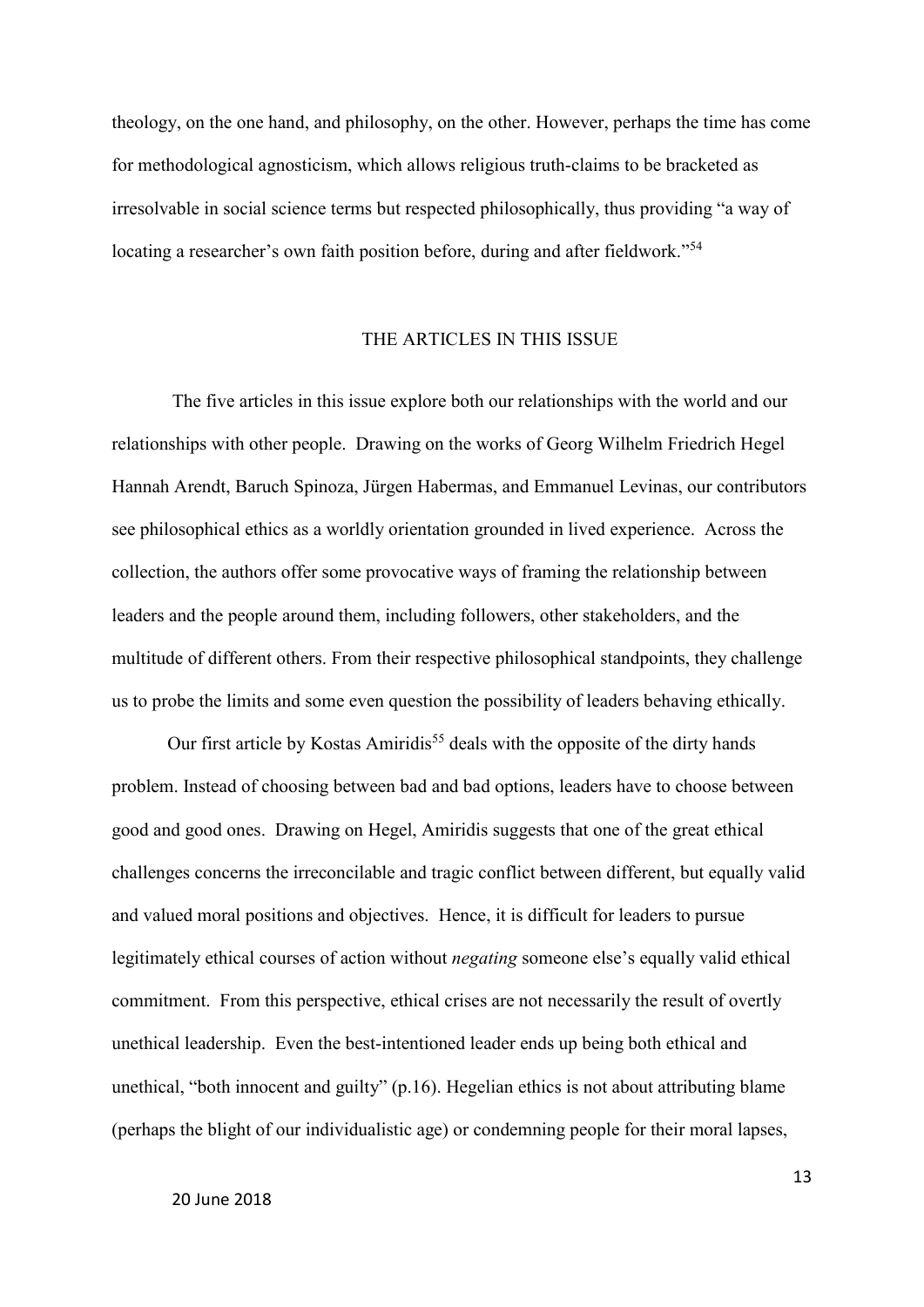theology, on the one hand, and philosophy, on the other. However, perhaps the time has come for methodological agnosticism, which allows religious truth-claims to be bracketed as irresolvable in social science terms but respected philosophically, thus providing "a way of locating a researcher's own faith position before, during and after fieldwork."[54]

## THE ARTICLES IN THIS ISSUE

The five articles in this issue explore both our relationships with the world and our relationships with other people. Drawing on the works of Georg Wilhelm Friedrich Hegel Hannah Arendt, Baruch Spinoza, Jürgen Habermas, and Emmanuel Levinas, our contributors see philosophical ethics as a worldly orientation grounded in lived experience. Across the collection, the authors offer some provocative ways of framing the relationship between leaders and the people around them, including followers, other stakeholders, and the multitude of different others. From their respective philosophical standpoints, they challenge us to probe the limits and some even question the possibility of leaders behaving ethically.

Our first article by Kostas Amiridis[55] deals with the opposite of the dirty hands problem. Instead of choosing between bad and bad options, leaders have to choose between good and good ones. Drawing on Hegel, Amiridis suggests that one of the great ethical challenges concerns the irreconcilable and tragic conflict between different, but equally valid and valued moral positions and objectives. Hence, it is difficult for leaders to pursue legitimately ethical courses of action without *negating* someone else's equally valid ethical commitment. From this perspective, ethical crises are not necessarily the result of overtly unethical leadership. Even the best-intentioned leader ends up being both ethical and unethical, "both innocent and guilty" (p.16). Hegelian ethics is not about attributing blame (perhaps the blight of our individualistic age) or condemning people for their moral lapses,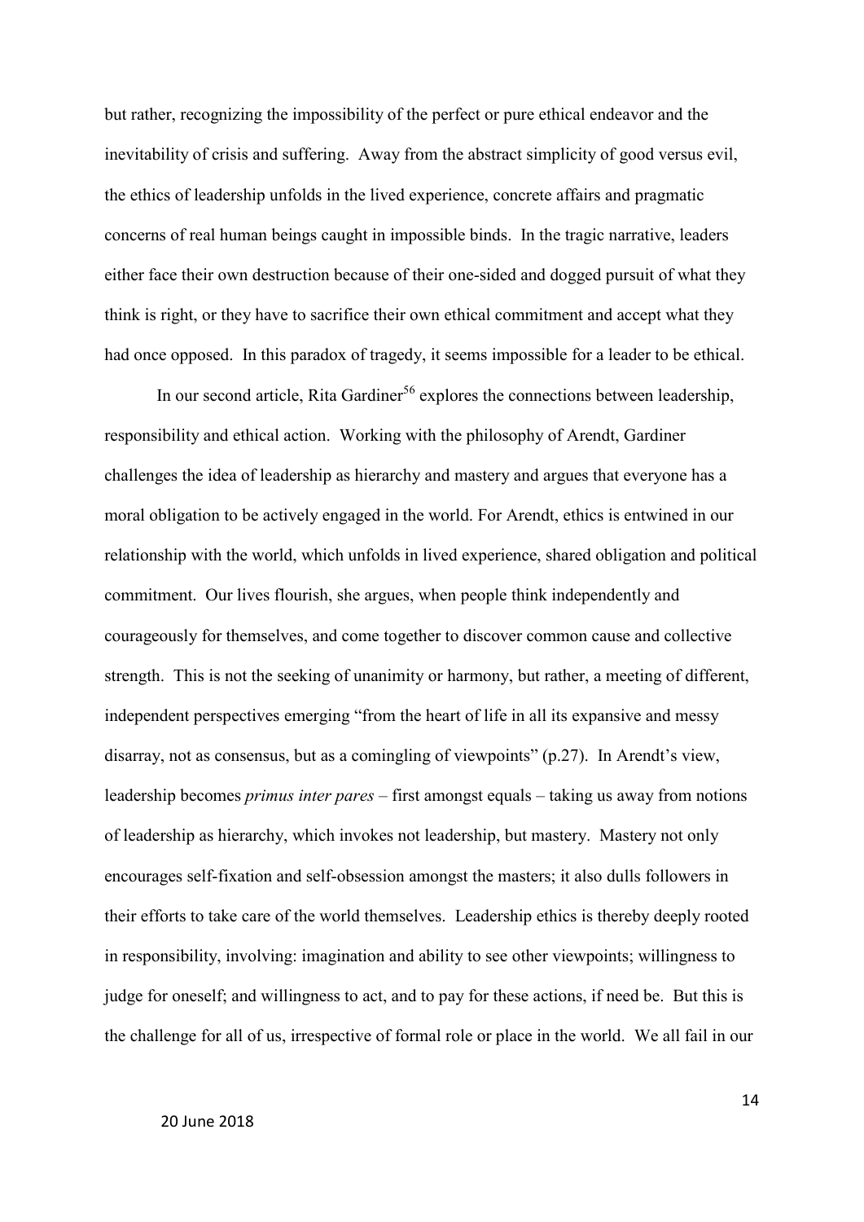but rather, recognizing the impossibility of the perfect or pure ethical endeavor and the inevitability of crisis and suffering. Away from the abstract simplicity of good versus evil, the ethics of leadership unfolds in the lived experience, concrete affairs and pragmatic concerns of real human beings caught in impossible binds. In the tragic narrative, leaders either face their own destruction because of their one-sided and dogged pursuit of what they think is right, or they have to sacrifice their own ethical commitment and accept what they had once opposed. In this paradox of tragedy, it seems impossible for a leader to be ethical.

In our second article, Rita Gardiner[56] explores the connections between leadership, responsibility and ethical action. Working with the philosophy of Arendt, Gardiner challenges the idea of leadership as hierarchy and mastery and argues that everyone has a moral obligation to be actively engaged in the world. For Arendt, ethics is entwined in our relationship with the world, which unfolds in lived experience, shared obligation and political commitment. Our lives flourish, she argues, when people think independently and courageously for themselves, and come together to discover common cause and collective strength. This is not the seeking of unanimity or harmony, but rather, a meeting of different, independent perspectives emerging "from the heart of life in all its expansive and messy disarray, not as consensus, but as a comingling of viewpoints" (p.27). In Arendt's view, leadership becomes *primus inter pares* – first amongst equals – taking us away from notions of leadership as hierarchy, which invokes not leadership, but mastery. Mastery not only encourages self-fixation and self-obsession amongst the masters; it also dulls followers in their efforts to take care of the world themselves. Leadership ethics is thereby deeply rooted in responsibility, involving: imagination and ability to see other viewpoints; willingness to judge for oneself; and willingness to act, and to pay for these actions, if need be. But this is the challenge for all of us, irrespective of formal role or place in the world. We all fail in our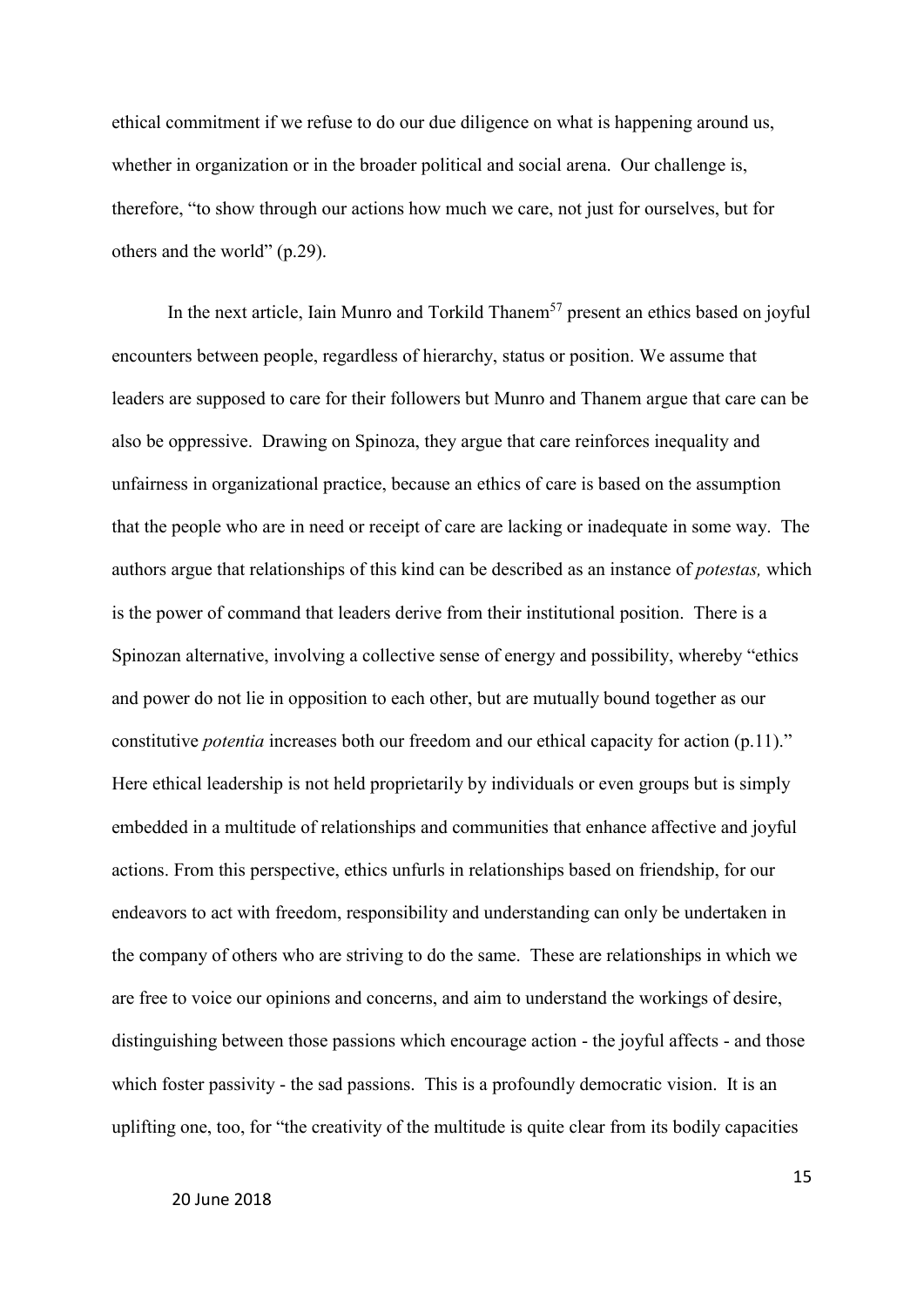ethical commitment if we refuse to do our due diligence on what is happening around us, whether in organization or in the broader political and social arena. Our challenge is, therefore, "to show through our actions how much we care, not just for ourselves, but for others and the world" (p.29).

In the next article, Iain Munro and Torkild Thanem[57] present an ethics based on joyful encounters between people, regardless of hierarchy, status or position. We assume that leaders are supposed to care for their followers but Munro and Thanem argue that care can be also be oppressive. Drawing on Spinoza, they argue that care reinforces inequality and unfairness in organizational practice, because an ethics of care is based on the assumption that the people who are in need or receipt of care are lacking or inadequate in some way. The authors argue that relationships of this kind can be described as an instance of *potestas,* which is the power of command that leaders derive from their institutional position. There is a Spinozan alternative, involving a collective sense of energy and possibility, whereby "ethics and power do not lie in opposition to each other, but are mutually bound together as our constitutive *potentia* increases both our freedom and our ethical capacity for action (p.11)." Here ethical leadership is not held proprietarily by individuals or even groups but is simply embedded in a multitude of relationships and communities that enhance affective and joyful actions. From this perspective, ethics unfurls in relationships based on friendship, for our endeavors to act with freedom, responsibility and understanding can only be undertaken in the company of others who are striving to do the same. These are relationships in which we are free to voice our opinions and concerns, and aim to understand the workings of desire, distinguishing between those passions which encourage action - the joyful affects - and those which foster passivity - the sad passions. This is a profoundly democratic vision. It is an uplifting one, too, for "the creativity of the multitude is quite clear from its bodily capacities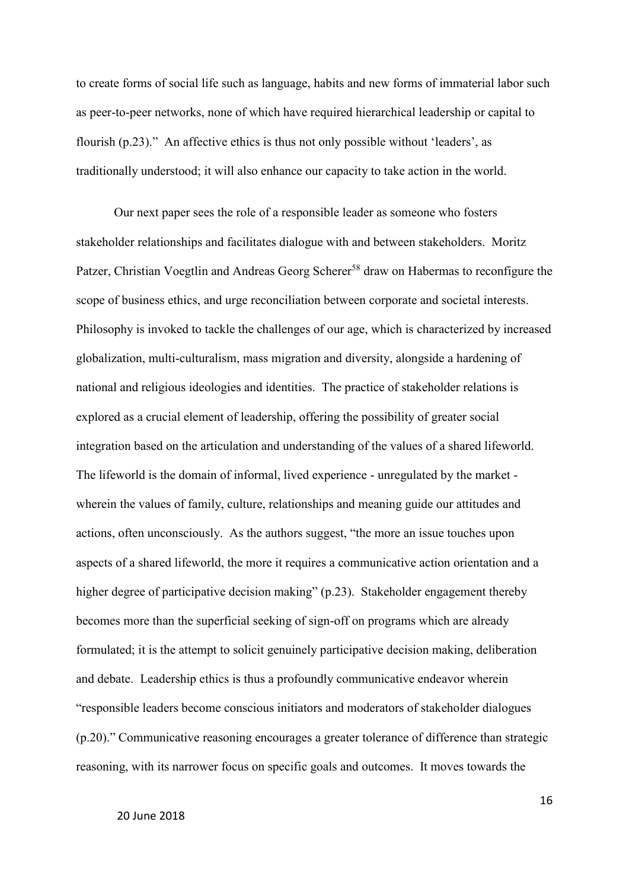to create forms of social life such as language, habits and new forms of immaterial labor such as peer-to-peer networks, none of which have required hierarchical leadership or capital to flourish (p.23)." An affective ethics is thus not only possible without 'leaders', as traditionally understood; it will also enhance our capacity to take action in the world.

Our next paper sees the role of a responsible leader as someone who fosters stakeholder relationships and facilitates dialogue with and between stakeholders. Moritz Patzer, Christian Voegtlin and Andreas Georg Scherer[58] draw on Habermas to reconfigure the scope of business ethics, and urge reconciliation between corporate and societal interests. Philosophy is invoked to tackle the challenges of our age, which is characterized by increased globalization, multi-culturalism, mass migration and diversity, alongside a hardening of national and religious ideologies and identities. The practice of stakeholder relations is explored as a crucial element of leadership, offering the possibility of greater social integration based on the articulation and understanding of the values of a shared lifeworld. The lifeworld is the domain of informal, lived experience - unregulated by the market - wherein the values of family, culture, relationships and meaning guide our attitudes and actions, often unconsciously. As the authors suggest, "the more an issue touches upon aspects of a shared lifeworld, the more it requires a communicative action orientation and a higher degree of participative decision making" (p.23). Stakeholder engagement thereby becomes more than the superficial seeking of sign-off on programs which are already formulated; it is the attempt to solicit genuinely participative decision making, deliberation and debate. Leadership ethics is thus a profoundly communicative endeavor wherein "responsible leaders become conscious initiators and moderators of stakeholder dialogues (p.20)." Communicative reasoning encourages a greater tolerance of difference than strategic reasoning, with its narrower focus on specific goals and outcomes. It moves towards the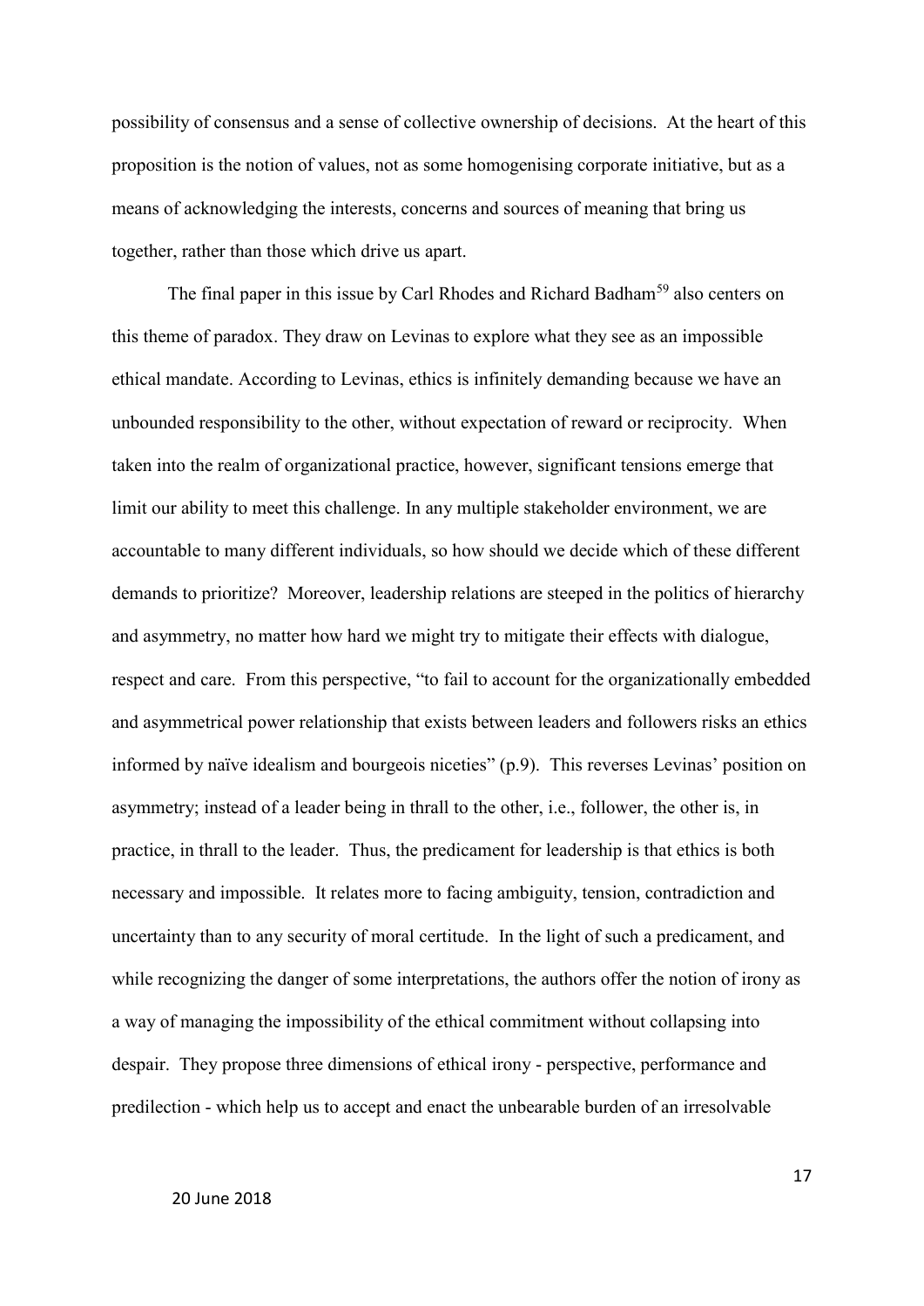possibility of consensus and a sense of collective ownership of decisions. At the heart of this proposition is the notion of values, not as some homogenising corporate initiative, but as a means of acknowledging the interests, concerns and sources of meaning that bring us together, rather than those which drive us apart.

The final paper in this issue by Carl Rhodes and Richard Badham[59] also centers on this theme of paradox. They draw on Levinas to explore what they see as an impossible ethical mandate. According to Levinas, ethics is infinitely demanding because we have an unbounded responsibility to the other, without expectation of reward or reciprocity. When taken into the realm of organizational practice, however, significant tensions emerge that limit our ability to meet this challenge. In any multiple stakeholder environment, we are accountable to many different individuals, so how should we decide which of these different demands to prioritize? Moreover, leadership relations are steeped in the politics of hierarchy and asymmetry, no matter how hard we might try to mitigate their effects with dialogue, respect and care. From this perspective, "to fail to account for the organizationally embedded and asymmetrical power relationship that exists between leaders and followers risks an ethics informed by naïve idealism and bourgeois niceties" (p.9). This reverses Levinas' position on asymmetry; instead of a leader being in thrall to the other, i.e., follower, the other is, in practice, in thrall to the leader. Thus, the predicament for leadership is that ethics is both necessary and impossible. It relates more to facing ambiguity, tension, contradiction and uncertainty than to any security of moral certitude. In the light of such a predicament, and while recognizing the danger of some interpretations, the authors offer the notion of irony as a way of managing the impossibility of the ethical commitment without collapsing into despair. They propose three dimensions of ethical irony - perspective, performance and predilection - which help us to accept and enact the unbearable burden of an irresolvable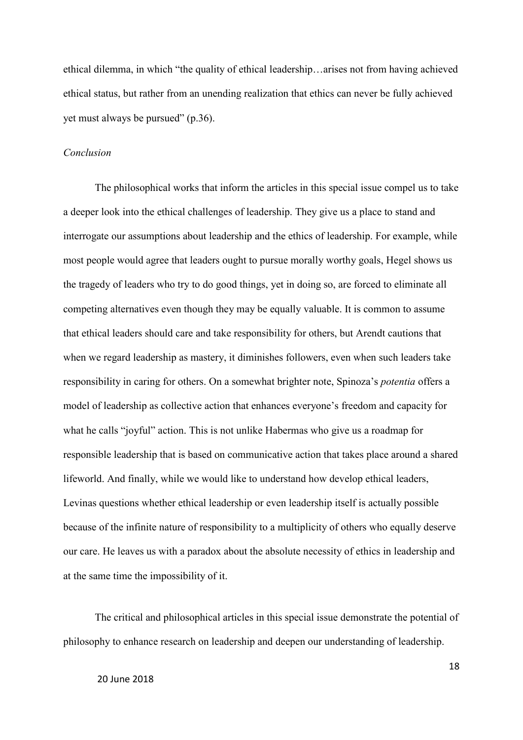ethical dilemma, in which "the quality of ethical leadership…arises not from having achieved ethical status, but rather from an unending realization that ethics can never be fully achieved yet must always be pursued" (p.36).

*Conclusion*

The philosophical works that inform the articles in this special issue compel us to take a deeper look into the ethical challenges of leadership. They give us a place to stand and interrogate our assumptions about leadership and the ethics of leadership. For example, while most people would agree that leaders ought to pursue morally worthy goals, Hegel shows us the tragedy of leaders who try to do good things, yet in doing so, are forced to eliminate all competing alternatives even though they may be equally valuable. It is common to assume that ethical leaders should care and take responsibility for others, but Arendt cautions that when we regard leadership as mastery, it diminishes followers, even when such leaders take responsibility in caring for others. On a somewhat brighter note, Spinoza's *potentia* offers a model of leadership as collective action that enhances everyone's freedom and capacity for what he calls "joyful" action. This is not unlike Habermas who give us a roadmap for responsible leadership that is based on communicative action that takes place around a shared lifeworld. And finally, while we would like to understand how develop ethical leaders, Levinas questions whether ethical leadership or even leadership itself is actually possible because of the infinite nature of responsibility to a multiplicity of others who equally deserve our care. He leaves us with a paradox about the absolute necessity of ethics in leadership and at the same time the impossibility of it.

The critical and philosophical articles in this special issue demonstrate the potential of philosophy to enhance research on leadership and deepen our understanding of leadership.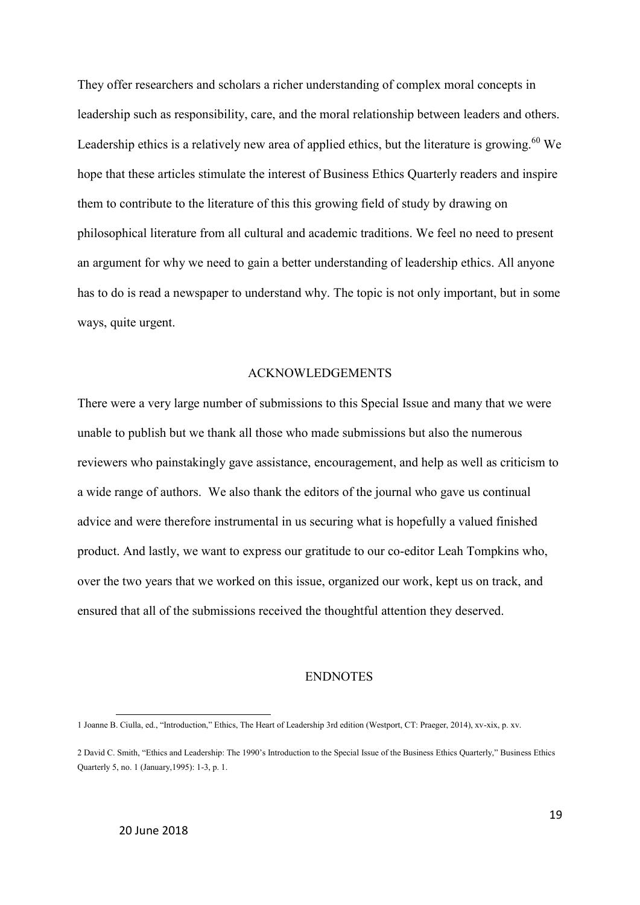They offer researchers and scholars a richer understanding of complex moral concepts in leadership such as responsibility, care, and the moral relationship between leaders and others. Leadership ethics is a relatively new area of applied ethics, but the literature is growing.[60] We hope that these articles stimulate the interest of Business Ethics Quarterly readers and inspire them to contribute to the literature of this this growing field of study by drawing on philosophical literature from all cultural and academic traditions. We feel no need to present an argument for why we need to gain a better understanding of leadership ethics. All anyone has to do is read a newspaper to understand why. The topic is not only important, but in some ways, quite urgent.

## ACKNOWLEDGEMENTS

There were a very large number of submissions to this Special Issue and many that we were unable to publish but we thank all those who made submissions but also the numerous reviewers who painstakingly gave assistance, encouragement, and help as well as criticism to a wide range of authors. We also thank the editors of the journal who gave us continual advice and were therefore instrumental in us securing what is hopefully a valued finished product. And lastly, we want to express our gratitude to our co-editor Leah Tompkins who, over the two years that we worked on this issue, organized our work, kept us on track, and ensured that all of the submissions received the thoughtful attention they deserved.

## ENDNOTES

1 Joanne B. Ciulla, ed., "Introduction," Ethics, The Heart of Leadership 3rd edition (Westport, CT: Praeger, 2014), xv-xix, p. xv.

2 David C. Smith, "Ethics and Leadership: The 1990's Introduction to the Special Issue of the Business Ethics Quarterly," Business Ethics Quarterly 5, no. 1 (January,1995): 1-3, p. 1.

20 June 2018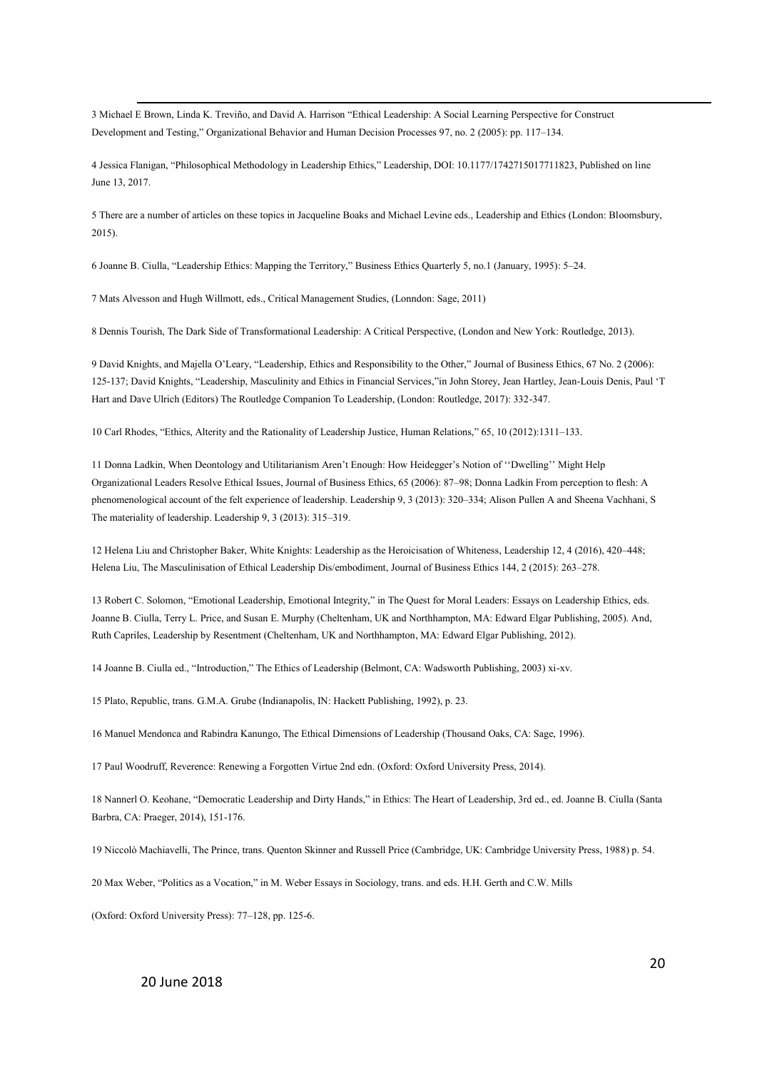3 Michael E Brown, Linda K. Treviño, and David A. Harrison "Ethical Leadership: A Social Learning Perspective for Construct Development and Testing," Organizational Behavior and Human Decision Processes 97, no. 2 (2005): pp. 117–134.

4 Jessica Flanigan, "Philosophical Methodology in Leadership Ethics," Leadership, DOI: 10.1177/1742715017711823, Published on line June 13, 2017.

5 There are a number of articles on these topics in Jacqueline Boaks and Michael Levine eds., Leadership and Ethics (London: Bloomsbury, 2015).

6 Joanne B. Ciulla, "Leadership Ethics: Mapping the Territory," Business Ethics Quarterly 5, no.1 (January, 1995): 5–24.

7 Mats Alvesson and Hugh Willmott, eds., Critical Management Studies, (Lonndon: Sage, 2011)

8 Dennis Tourish, The Dark Side of Transformational Leadership: A Critical Perspective, (London and New York: Routledge, 2013).

9 David Knights, and Majella O'Leary, "Leadership, Ethics and Responsibility to the Other," Journal of Business Ethics, 67 No. 2 (2006): 125-137; David Knights, "Leadership, Masculinity and Ethics in Financial Services,"in John Storey, Jean Hartley, Jean-Louis Denis, Paul 'T Hart and Dave Ulrich (Editors) The Routledge Companion To Leadership, (London: Routledge, 2017): 332-347.

10 Carl Rhodes, "Ethics, Alterity and the Rationality of Leadership Justice, Human Relations," 65, 10 (2012):1311–133.

11 Donna Ladkin, When Deontology and Utilitarianism Aren't Enough: How Heidegger's Notion of ''Dwelling'' Might Help Organizational Leaders Resolve Ethical Issues, Journal of Business Ethics, 65 (2006): 87–98; Donna Ladkin From perception to flesh: A phenomenological account of the felt experience of leadership. Leadership 9, 3 (2013): 320–334; Alison Pullen A and Sheena Vachhani, S The materiality of leadership. Leadership 9, 3 (2013): 315–319.

12 Helena Liu and Christopher Baker, White Knights: Leadership as the Heroicisation of Whiteness, Leadership 12, 4 (2016), 420–448; Helena Liu, The Masculinisation of Ethical Leadership Dis/embodiment, Journal of Business Ethics 144, 2 (2015): 263–278.

13 Robert C. Solomon, "Emotional Leadership, Emotional Integrity," in The Quest for Moral Leaders: Essays on Leadership Ethics, eds. Joanne B. Ciulla, Terry L. Price, and Susan E. Murphy (Cheltenham, UK and Northhampton, MA: Edward Elgar Publishing, 2005). And, Ruth Capriles, Leadership by Resentment (Cheltenham, UK and Northhampton, MA: Edward Elgar Publishing, 2012).

14 Joanne B. Ciulla ed., "Introduction," The Ethics of Leadership (Belmont, CA: Wadsworth Publishing, 2003) xi-xv.

15 Plato, Republic, trans. G.M.A. Grube (Indianapolis, IN: Hackett Publishing, 1992), p. 23.

16 Manuel Mendonca and Rabindra Kanungo, The Ethical Dimensions of Leadership (Thousand Oaks, CA: Sage, 1996).

17 Paul Woodruff, Reverence: Renewing a Forgotten Virtue 2nd edn. (Oxford: Oxford University Press, 2014).

18 Nannerl O. Keohane, "Democratic Leadership and Dirty Hands," in Ethics: The Heart of Leadership, 3rd ed., ed. Joanne B. Ciulla (Santa Barbra, CA: Praeger, 2014), 151-176.

19 Niccolò Machiavelli, The Prince, trans. Quenton Skinner and Russell Price (Cambridge, UK: Cambridge University Press, 1988) p. 54.

20 Max Weber, "Politics as a Vocation," in M. Weber Essays in Sociology, trans. and eds. H.H. Gerth and C.W. Mills

(Oxford: Oxford University Press): 77–128, pp. 125-6.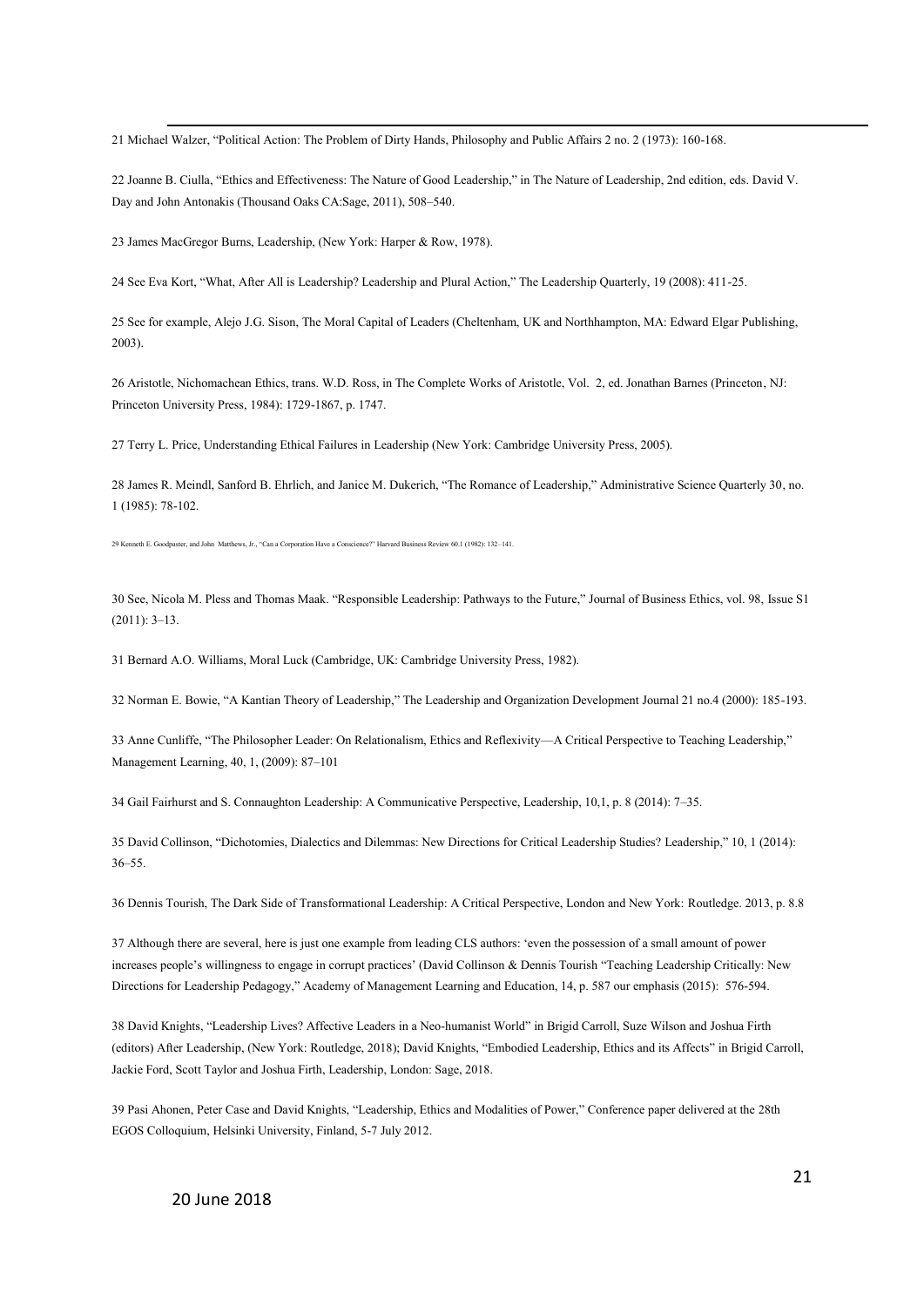21 Michael Walzer, "Political Action: The Problem of Dirty Hands, Philosophy and Public Affairs 2 no. 2 (1973): 160-168.

22 Joanne B. Ciulla, "Ethics and Effectiveness: The Nature of Good Leadership," in The Nature of Leadership, 2nd edition, eds. David V. Day and John Antonakis (Thousand Oaks CA:Sage, 2011), 508–540.

23 James MacGregor Burns, Leadership, (New York: Harper & Row, 1978).

24 See Eva Kort, "What, After All is Leadership? Leadership and Plural Action," The Leadership Quarterly, 19 (2008): 411-25.

25 See for example, Alejo J.G. Sison, The Moral Capital of Leaders (Cheltenham, UK and Northhampton, MA: Edward Elgar Publishing, 2003).

26 Aristotle, Nichomachean Ethics, trans. W.D. Ross, in The Complete Works of Aristotle, Vol. 2, ed. Jonathan Barnes (Princeton, NJ: Princeton University Press, 1984): 1729-1867, p. 1747.

27 Terry L. Price, Understanding Ethical Failures in Leadership (New York: Cambridge University Press, 2005).

28 James R. Meindl, Sanford B. Ehrlich, and Janice M. Dukerich, "The Romance of Leadership," Administrative Science Quarterly 30, no. 1 (1985): 78-102.

29 Kenneth E. Goodpaster, and John Matthews, Jr., "Can a Corporation Have a Conscience?" Harvard Business Review 60.1 (1982): 132–141.

30 See, Nicola M. Pless and Thomas Maak. "Responsible Leadership: Pathways to the Future," Journal of Business Ethics, vol. 98, Issue S1 (2011): 3–13.

31 Bernard A.O. Williams, Moral Luck (Cambridge, UK: Cambridge University Press, 1982).

32 Norman E. Bowie, "A Kantian Theory of Leadership," The Leadership and Organization Development Journal 21 no.4 (2000): 185-193.

33 Anne Cunliffe, "The Philosopher Leader: On Relationalism, Ethics and Reflexivity—A Critical Perspective to Teaching Leadership," Management Learning, 40, 1, (2009): 87–101

34 Gail Fairhurst and S. Connaughton Leadership: A Communicative Perspective, Leadership, 10,1, p. 8 (2014): 7–35.

35 David Collinson, "Dichotomies, Dialectics and Dilemmas: New Directions for Critical Leadership Studies? Leadership," 10, 1 (2014): 36–55.

36 Dennis Tourish, The Dark Side of Transformational Leadership: A Critical Perspective, London and New York: Routledge. 2013, p. 8.8

37 Although there are several, here is just one example from leading CLS authors: 'even the possession of a small amount of power increases people's willingness to engage in corrupt practices' (David Collinson & Dennis Tourish "Teaching Leadership Critically: New Directions for Leadership Pedagogy," Academy of Management Learning and Education, 14, p. 587 our emphasis (2015): 576-594.

38 David Knights, "Leadership Lives? Affective Leaders in a Neo-humanist World" in Brigid Carroll, Suze Wilson and Joshua Firth (editors) After Leadership, (New York: Routledge, 2018); David Knights, "Embodied Leadership, Ethics and its Affects" in Brigid Carroll, Jackie Ford, Scott Taylor and Joshua Firth, Leadership, London: Sage, 2018.

39 Pasi Ahonen, Peter Case and David Knights, "Leadership, Ethics and Modalities of Power," Conference paper delivered at the 28th EGOS Colloquium, Helsinki University, Finland, 5-7 July 2012.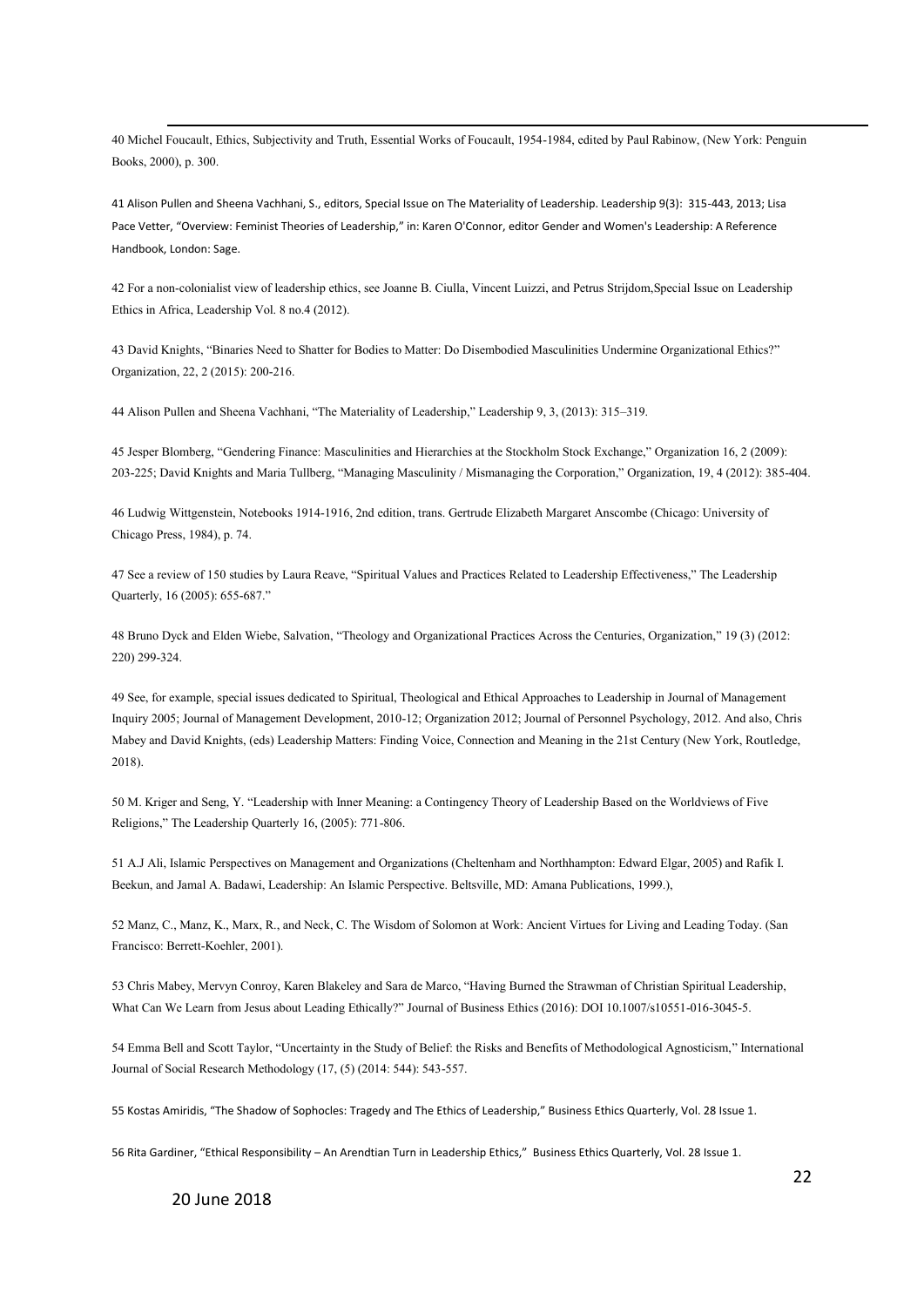40 Michel Foucault, Ethics, Subjectivity and Truth, Essential Works of Foucault, 1954-1984, edited by Paul Rabinow, (New York: Penguin Books, 2000), p. 300.

41 Alison Pullen and Sheena Vachhani, S., editors, Special Issue on The Materiality of Leadership. Leadership 9(3): 315-443, 2013; Lisa Pace Vetter, "Overview: Feminist Theories of Leadership," in: Karen O'Connor, editor Gender and Women's Leadership: A Reference Handbook, London: Sage.

42 For a non-colonialist view of leadership ethics, see Joanne B. Ciulla, Vincent Luizzi, and Petrus Strijdom,Special Issue on Leadership Ethics in Africa, Leadership Vol. 8 no.4 (2012).

43 David Knights, "Binaries Need to Shatter for Bodies to Matter: Do Disembodied Masculinities Undermine Organizational Ethics?" Organization, 22, 2 (2015): 200-216.

44 Alison Pullen and Sheena Vachhani, "The Materiality of Leadership," Leadership 9, 3, (2013): 315–319.

45 Jesper Blomberg, "Gendering Finance: Masculinities and Hierarchies at the Stockholm Stock Exchange," Organization 16, 2 (2009): 203-225; David Knights and Maria Tullberg, "Managing Masculinity / Mismanaging the Corporation," Organization, 19, 4 (2012): 385-404.

46 Ludwig Wittgenstein, Notebooks 1914-1916, 2nd edition, trans. Gertrude Elizabeth Margaret Anscombe (Chicago: University of Chicago Press, 1984), p. 74.

47 See a review of 150 studies by Laura Reave, "Spiritual Values and Practices Related to Leadership Effectiveness," The Leadership Quarterly, 16 (2005): 655-687."

48 Bruno Dyck and Elden Wiebe, Salvation, "Theology and Organizational Practices Across the Centuries, Organization," 19 (3) (2012: 220) 299-324.

49 See, for example, special issues dedicated to Spiritual, Theological and Ethical Approaches to Leadership in Journal of Management Inquiry 2005; Journal of Management Development, 2010-12; Organization 2012; Journal of Personnel Psychology, 2012. And also, Chris Mabey and David Knights, (eds) Leadership Matters: Finding Voice, Connection and Meaning in the 21st Century (New York, Routledge, 2018).

50 M. Kriger and Seng, Y. "Leadership with Inner Meaning: a Contingency Theory of Leadership Based on the Worldviews of Five Religions," The Leadership Quarterly 16, (2005): 771-806.

51 A.J Ali, Islamic Perspectives on Management and Organizations (Cheltenham and Northhampton: Edward Elgar, 2005) and Rafik I. Beekun, and Jamal A. Badawi, Leadership: An Islamic Perspective. Beltsville, MD: Amana Publications, 1999.),

52 Manz, C., Manz, K., Marx, R., and Neck, C. The Wisdom of Solomon at Work: Ancient Virtues for Living and Leading Today. (San Francisco: Berrett-Koehler, 2001).

53 Chris Mabey, Mervyn Conroy, Karen Blakeley and Sara de Marco, "Having Burned the Strawman of Christian Spiritual Leadership, What Can We Learn from Jesus about Leading Ethically?" Journal of Business Ethics (2016): DOI 10.1007/s10551-016-3045-5.

54 Emma Bell and Scott Taylor, "Uncertainty in the Study of Belief: the Risks and Benefits of Methodological Agnosticism," International Journal of Social Research Methodology (17, (5) (2014: 544): 543-557.

55 Kostas Amiridis, "The Shadow of Sophocles: Tragedy and The Ethics of Leadership," Business Ethics Quarterly, Vol. 28 Issue 1.

56 Rita Gardiner, "Ethical Responsibility – An Arendtian Turn in Leadership Ethics," Business Ethics Quarterly, Vol. 28 Issue 1.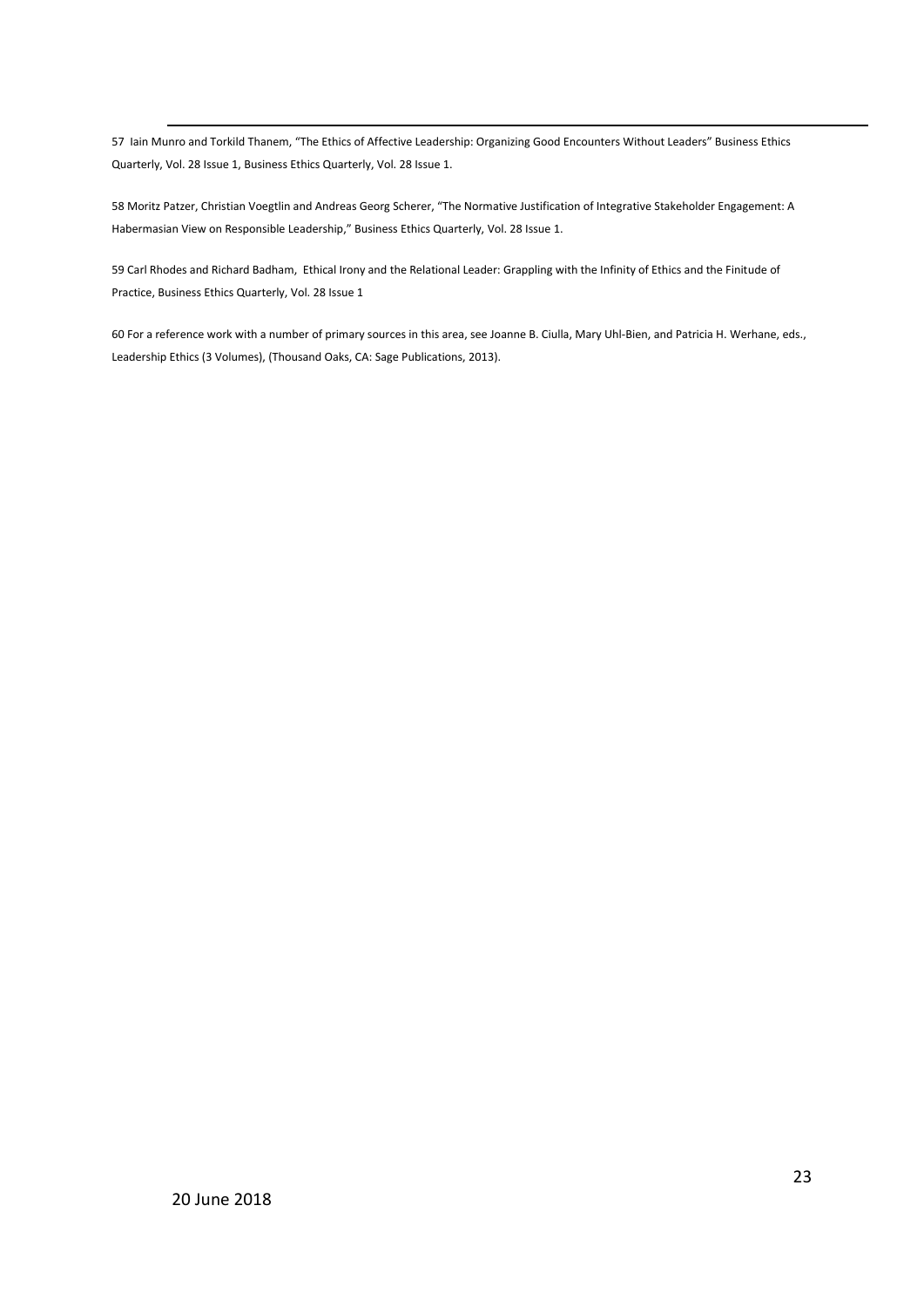57 Iain Munro and Torkild Thanem, "The Ethics of Affective Leadership: Organizing Good Encounters Without Leaders" Business Ethics Quarterly, Vol. 28 Issue 1, Business Ethics Quarterly, Vol. 28 Issue 1.

58 Moritz Patzer, Christian Voegtlin and Andreas Georg Scherer, "The Normative Justification of Integrative Stakeholder Engagement: A Habermasian View on Responsible Leadership," Business Ethics Quarterly, Vol. 28 Issue 1.

59 Carl Rhodes and Richard Badham, Ethical Irony and the Relational Leader: Grappling with the Infinity of Ethics and the Finitude of Practice, Business Ethics Quarterly, Vol. 28 Issue 1

60 For a reference work with a number of primary sources in this area, see Joanne B. Ciulla, Mary Uhl-Bien, and Patricia H. Werhane, eds., Leadership Ethics (3 Volumes), (Thousand Oaks, CA: Sage Publications, 2013).

20 June 2018